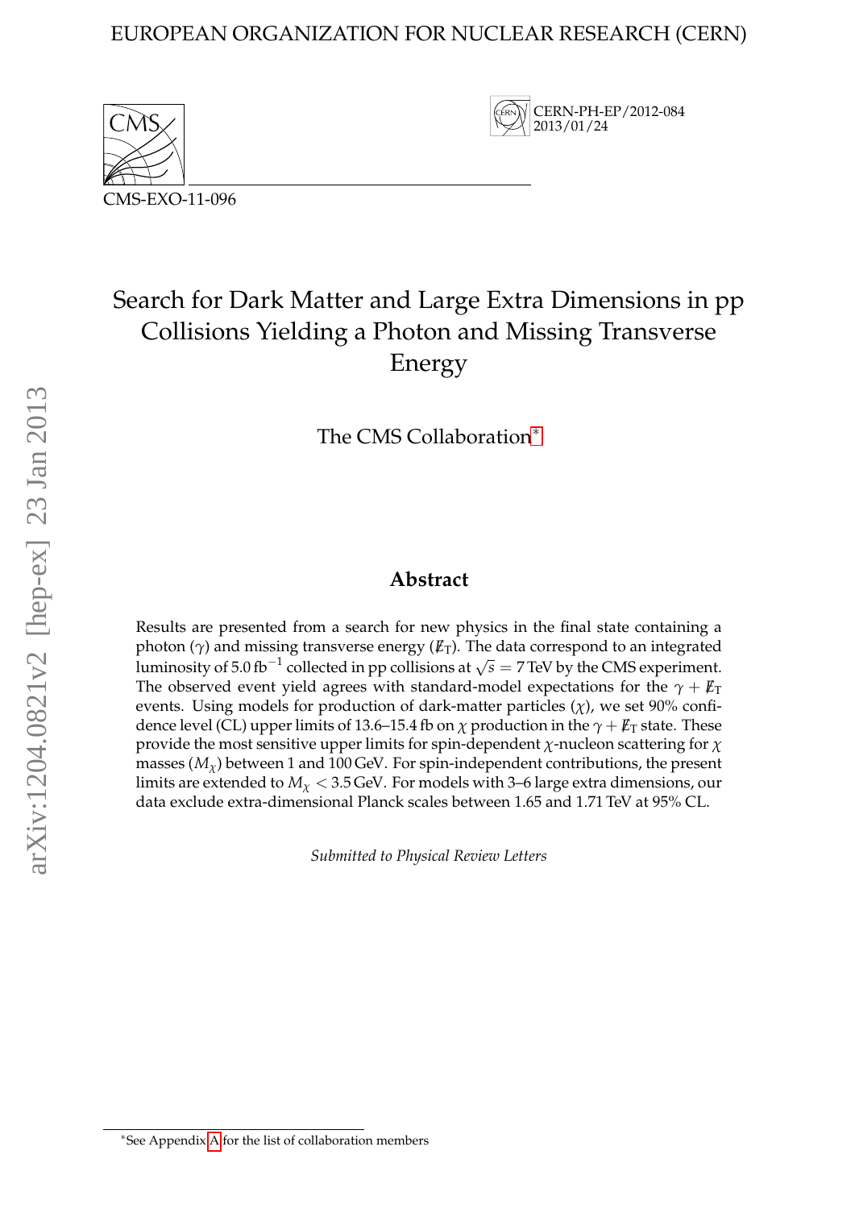EUROPEAN ORGANIZATION FOR NUCLEAR RESEARCH (CERN)

CERN-PH-EP/2012-084
2013/01/24

CMS-EXO-11-096

# Search for Dark Matter and Large Extra Dimensions in pp Collisions Yielding a Photon and Missing Transverse Energy

The CMS Collaboration*

## Abstract

Results are presented from a search for new physics in the final state containing a photon ($\gamma$) and missing transverse energy ($E\!\!\!/_{\mathrm{T}}$). The data correspond to an integrated luminosity of 5.0 fb$^{-1}$ collected in pp collisions at $\sqrt{s} = 7$ TeV by the CMS experiment. The observed event yield agrees with standard-model expectations for the $\gamma + E\!\!\!/_{\mathrm{T}}$ events. Using models for production of dark-matter particles ($\chi$), we set 90% confidence level (CL) upper limits of 13.6–15.4 fb on $\chi$ production in the $\gamma + E\!\!\!/_{\mathrm{T}}$ state. These provide the most sensitive upper limits for spin-dependent $\chi$-nucleon scattering for $\chi$ masses ($M_\chi$) between 1 and 100 GeV. For spin-independent contributions, the present limits are extended to $M_\chi < 3.5$ GeV. For models with 3–6 large extra dimensions, our data exclude extra-dimensional Planck scales between 1.65 and 1.71 TeV at 95% CL.

*Submitted to Physical Review Letters*

*See Appendix A for the list of collaboration members

arXiv:1204.0821v2 [hep-ex] 23 Jan 2013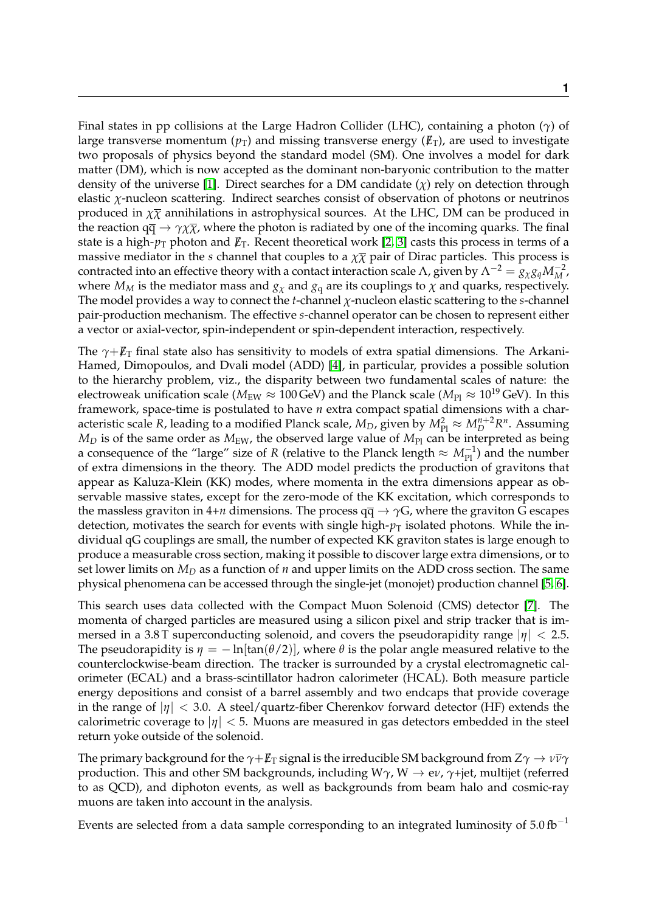Final states in pp collisions at the Large Hadron Collider (LHC), containing a photon ($\gamma$) of large transverse momentum ($p_T$) and missing transverse energy ($E\!\!\!/_T$), are used to investigate two proposals of physics beyond the standard model (SM). One involves a model for dark matter (DM), which is now accepted as the dominant non-baryonic contribution to the matter density of the universe [1]. Direct searches for a DM candidate ($\chi$) rely on detection through elastic $\chi$-nucleon scattering. Indirect searches consist of observation of photons or neutrinos produced in $\chi\overline{\chi}$ annihilations in astrophysical sources. At the LHC, DM can be produced in the reaction $q\overline{q} \rightarrow \gamma\chi\overline{\chi}$, where the photon is radiated by one of the incoming quarks. The final state is a high-$p_T$ photon and $E\!\!\!/_T$. Recent theoretical work [2, 3] casts this process in terms of a massive mediator in the $s$ channel that couples to a $\chi\overline{\chi}$ pair of Dirac particles. This process is contracted into an effective theory with a contact interaction scale $\Lambda$, given by $\Lambda^{-2} = g_\chi g_q M_M^{-2}$, where $M_M$ is the mediator mass and $g_\chi$ and $g_q$ are its couplings to $\chi$ and quarks, respectively. The model provides a way to connect the $t$-channel $\chi$-nucleon elastic scattering to the $s$-channel pair-production mechanism. The effective $s$-channel operator can be chosen to represent either a vector or axial-vector, spin-independent or spin-dependent interaction, respectively.

The $\gamma$+$E\!\!\!/_T$ final state also has sensitivity to models of extra spatial dimensions. The Arkani-Hamed, Dimopoulos, and Dvali model (ADD) [4], in particular, provides a possible solution to the hierarchy problem, viz., the disparity between two fundamental scales of nature: the electroweak unification scale ($M_{EW} \approx 100\,\text{GeV}$) and the Planck scale ($M_{Pl} \approx 10^{19}\,\text{GeV}$). In this framework, space-time is postulated to have $n$ extra compact spatial dimensions with a characteristic scale $R$, leading to a modified Planck scale, $M_D$, given by $M_{Pl}^2 \approx M_D^{n+2}R^n$. Assuming $M_D$ is of the same order as $M_{EW}$, the observed large value of $M_{Pl}$ can be interpreted as being a consequence of the "large" size of $R$ (relative to the Planck length $\approx M_{Pl}^{-1}$) and the number of extra dimensions in the theory. The ADD model predicts the production of gravitons that appear as Kaluza-Klein (KK) modes, where momenta in the extra dimensions appear as observable massive states, except for the zero-mode of the KK excitation, which corresponds to the massless graviton in 4+$n$ dimensions. The process $q\overline{q} \rightarrow \gamma G$, where the graviton G escapes detection, motivates the search for events with single high-$p_T$ isolated photons. While the individual qG couplings are small, the number of expected KK graviton states is large enough to produce a measurable cross section, making it possible to discover large extra dimensions, or to set lower limits on $M_D$ as a function of $n$ and upper limits on the ADD cross section. The same physical phenomena can be accessed through the single-jet (monojet) production channel [5, 6].

This search uses data collected with the Compact Muon Solenoid (CMS) detector [7]. The momenta of charged particles are measured using a silicon pixel and strip tracker that is immersed in a 3.8 T superconducting solenoid, and covers the pseudorapidity range $|\eta| < 2.5$. The pseudorapidity is $\eta = -\ln[\tan(\theta/2)]$, where $\theta$ is the polar angle measured relative to the counterclockwise-beam direction. The tracker is surrounded by a crystal electromagnetic calorimeter (ECAL) and a brass-scintillator hadron calorimeter (HCAL). Both measure particle energy depositions and consist of a barrel assembly and two endcaps that provide coverage in the range of $|\eta| < 3.0$. A steel/quartz-fiber Cherenkov forward detector (HF) extends the calorimetric coverage to $|\eta| < 5$. Muons are measured in gas detectors embedded in the steel return yoke outside of the solenoid.

The primary background for the $\gamma$+$E\!\!\!/_T$ signal is the irreducible SM background from $Z\gamma \rightarrow \nu\overline{\nu}\gamma$ production. This and other SM backgrounds, including W$\gamma$, W $\rightarrow$ e$\nu$, $\gamma$+jet, multijet (referred to as QCD), and diphoton events, as well as backgrounds from beam halo and cosmic-ray muons are taken into account in the analysis.

Events are selected from a data sample corresponding to an integrated luminosity of $5.0\,\text{fb}^{-1}$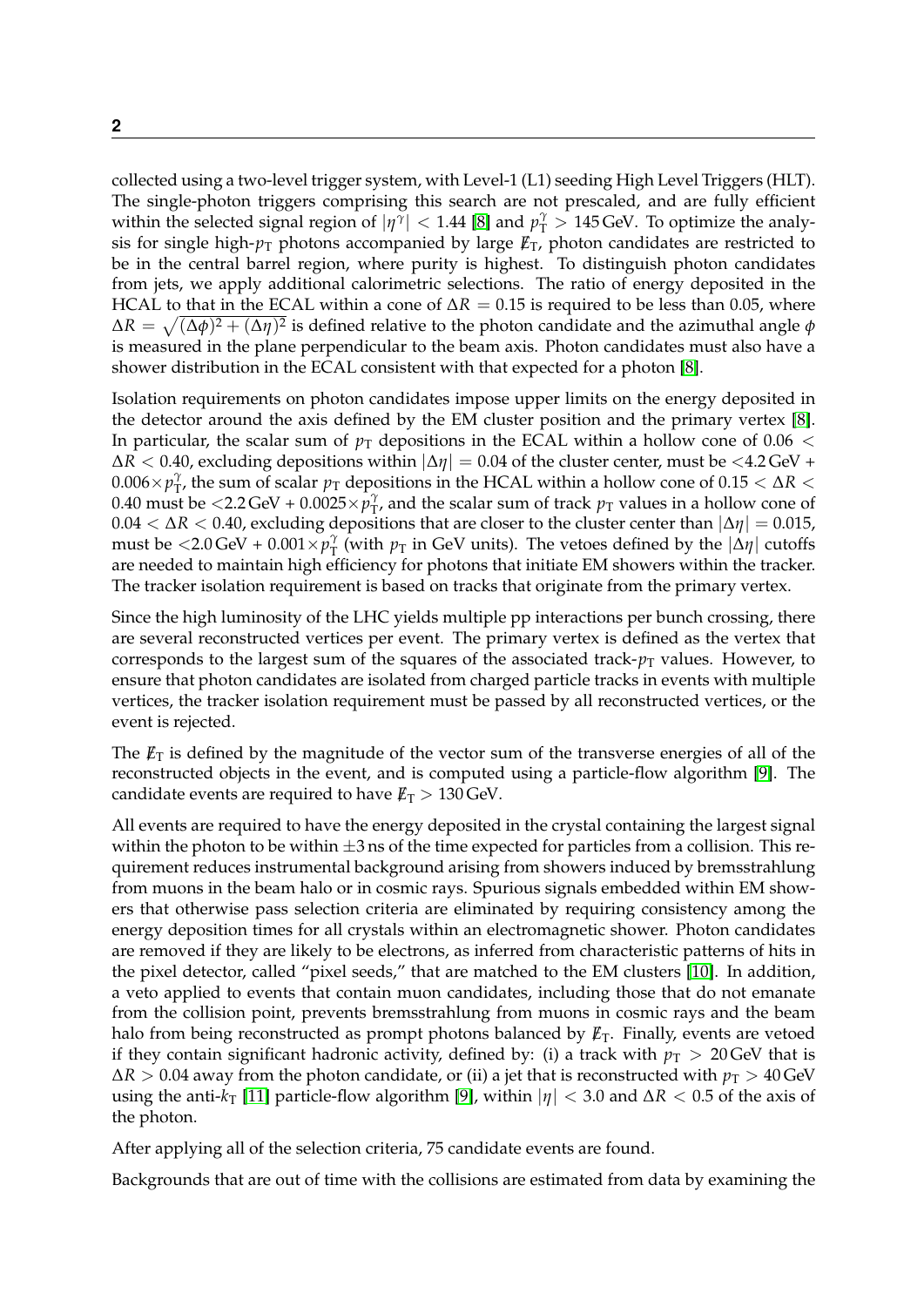collected using a two-level trigger system, with Level-1 (L1) seeding High Level Triggers (HLT). The single-photon triggers comprising this search are not prescaled, and are fully efficient within the selected signal region of $|\eta^{\gamma}| < 1.44$ [8] and $p_{\mathrm{T}}^{\gamma} > 145\,\mathrm{GeV}$. To optimize the analysis for single high-$p_{\mathrm{T}}$ photons accompanied by large $E\!\!\!/_{\mathrm{T}}$, photon candidates are restricted to be in the central barrel region, where purity is highest. To distinguish photon candidates from jets, we apply additional calorimetric selections. The ratio of energy deposited in the HCAL to that in the ECAL within a cone of $\Delta R = 0.15$ is required to be less than 0.05, where $\Delta R = \sqrt{(\Delta\phi)^2 + (\Delta\eta)^2}$ is defined relative to the photon candidate and the azimuthal angle $\phi$ is measured in the plane perpendicular to the beam axis. Photon candidates must also have a shower distribution in the ECAL consistent with that expected for a photon [8].

Isolation requirements on photon candidates impose upper limits on the energy deposited in the detector around the axis defined by the EM cluster position and the primary vertex [8]. In particular, the scalar sum of $p_{\mathrm{T}}$ depositions in the ECAL within a hollow cone of $0.06 < \Delta R < 0.40$, excluding depositions within $|\Delta\eta| = 0.04$ of the cluster center, must be $<4.2\,\mathrm{GeV} + 0.006\times p_{\mathrm{T}}^{\gamma}$, the sum of scalar $p_{\mathrm{T}}$ depositions in the HCAL within a hollow cone of $0.15 < \Delta R < 0.40$ must be $<2.2\,\mathrm{GeV} + 0.0025\times p_{\mathrm{T}}^{\gamma}$, and the scalar sum of track $p_{\mathrm{T}}$ values in a hollow cone of $0.04 < \Delta R < 0.40$, excluding depositions that are closer to the cluster center than $|\Delta\eta| = 0.015$, must be $<2.0\,\mathrm{GeV} + 0.001\times p_{\mathrm{T}}^{\gamma}$ (with $p_{\mathrm{T}}$ in GeV units). The vetoes defined by the $|\Delta\eta|$ cutoffs are needed to maintain high efficiency for photons that initiate EM showers within the tracker. The tracker isolation requirement is based on tracks that originate from the primary vertex.

Since the high luminosity of the LHC yields multiple pp interactions per bunch crossing, there are several reconstructed vertices per event. The primary vertex is defined as the vertex that corresponds to the largest sum of the squares of the associated track-$p_{\mathrm{T}}$ values. However, to ensure that photon candidates are isolated from charged particle tracks in events with multiple vertices, the tracker isolation requirement must be passed by all reconstructed vertices, or the event is rejected.

The $E\!\!\!/_{\mathrm{T}}$ is defined by the magnitude of the vector sum of the transverse energies of all of the reconstructed objects in the event, and is computed using a particle-flow algorithm [9]. The candidate events are required to have $E\!\!\!/_{\mathrm{T}} > 130\,\mathrm{GeV}$.

All events are required to have the energy deposited in the crystal containing the largest signal within the photon to be within $\pm 3\,\mathrm{ns}$ of the time expected for particles from a collision. This requirement reduces instrumental background arising from showers induced by bremsstrahlung from muons in the beam halo or in cosmic rays. Spurious signals embedded within EM showers that otherwise pass selection criteria are eliminated by requiring consistency among the energy deposition times for all crystals within an electromagnetic shower. Photon candidates are removed if they are likely to be electrons, as inferred from characteristic patterns of hits in the pixel detector, called "pixel seeds," that are matched to the EM clusters [10]. In addition, a veto applied to events that contain muon candidates, including those that do not emanate from the collision point, prevents bremsstrahlung from muons in cosmic rays and the beam halo from being reconstructed as prompt photons balanced by $E\!\!\!/_{\mathrm{T}}$. Finally, events are vetoed if they contain significant hadronic activity, defined by: (i) a track with $p_{\mathrm{T}} > 20\,\mathrm{GeV}$ that is $\Delta R > 0.04$ away from the photon candidate, or (ii) a jet that is reconstructed with $p_{\mathrm{T}} > 40\,\mathrm{GeV}$ using the anti-$k_{\mathrm{T}}$ [11] particle-flow algorithm [9], within $|\eta| < 3.0$ and $\Delta R < 0.5$ of the axis of the photon.

After applying all of the selection criteria, 75 candidate events are found.

Backgrounds that are out of time with the collisions are estimated from data by examining the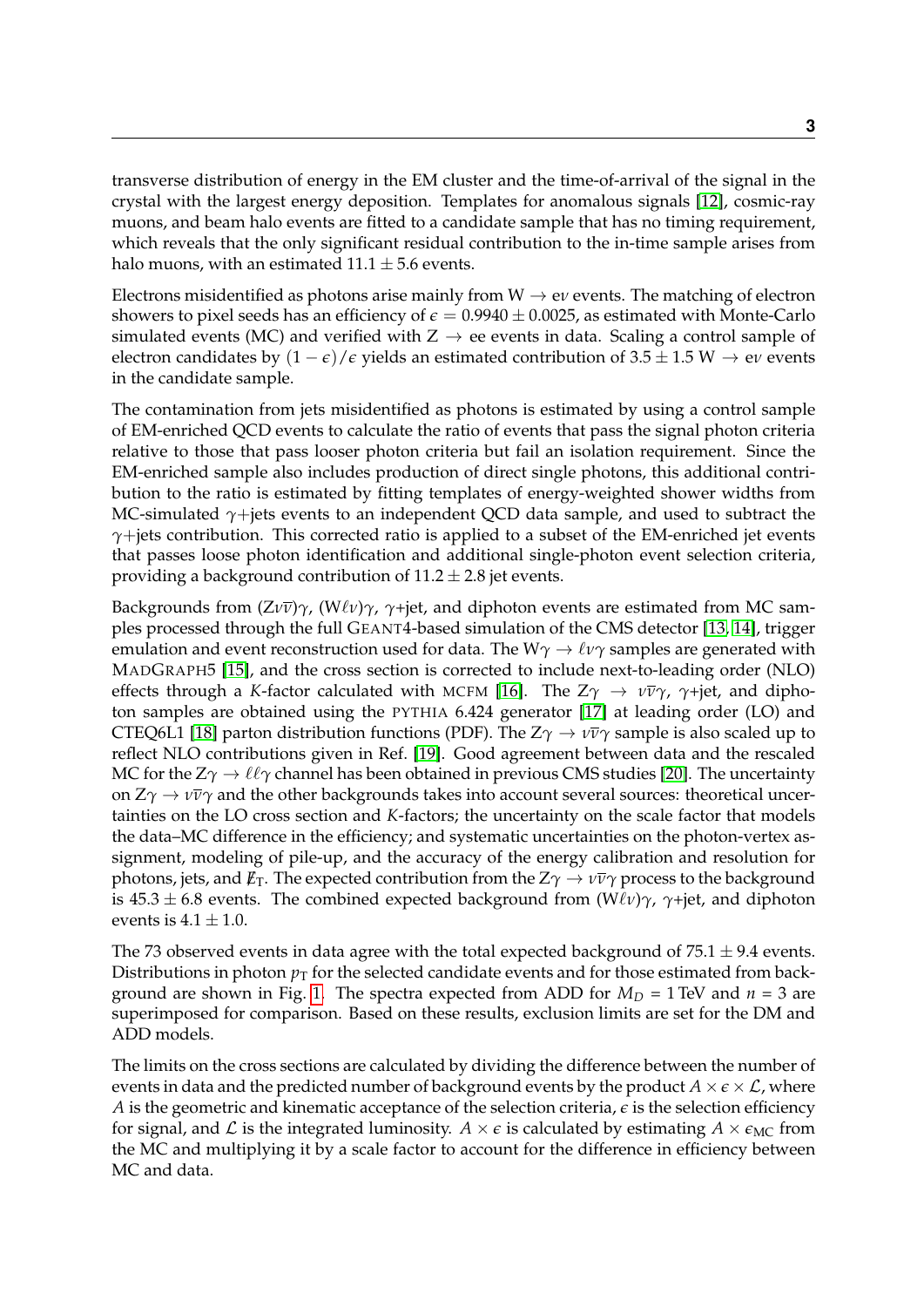transverse distribution of energy in the EM cluster and the time-of-arrival of the signal in the crystal with the largest energy deposition. Templates for anomalous signals [12], cosmic-ray muons, and beam halo events are fitted to a candidate sample that has no timing requirement, which reveals that the only significant residual contribution to the in-time sample arises from halo muons, with an estimated $11.1 \pm 5.6$ events.

Electrons misidentified as photons arise mainly from $W \to e\nu$ events. The matching of electron showers to pixel seeds has an efficiency of $\epsilon = 0.9940 \pm 0.0025$, as estimated with Monte-Carlo simulated events (MC) and verified with $Z \to ee$ events in data. Scaling a control sample of electron candidates by $(1 - \epsilon)/\epsilon$ yields an estimated contribution of $3.5 \pm 1.5$ $W \to e\nu$ events in the candidate sample.

The contamination from jets misidentified as photons is estimated by using a control sample of EM-enriched QCD events to calculate the ratio of events that pass the signal photon criteria relative to those that pass looser photon criteria but fail an isolation requirement. Since the EM-enriched sample also includes production of direct single photons, this additional contribution to the ratio is estimated by fitting templates of energy-weighted shower widths from MC-simulated $\gamma$+jets events to an independent QCD data sample, and used to subtract the $\gamma$+jets contribution. This corrected ratio is applied to a subset of the EM-enriched jet events that passes loose photon identification and additional single-photon event selection criteria, providing a background contribution of $11.2 \pm 2.8$ jet events.

Backgrounds from $(Z\nu\bar{\nu})\gamma$, $(W\ell\nu)\gamma$, $\gamma$+jet, and diphoton events are estimated from MC samples processed through the full GEANT4-based simulation of the CMS detector [13, 14], trigger emulation and event reconstruction used for data. The $W\gamma \to \ell\nu\gamma$ samples are generated with MADGRAPH5 [15], and the cross section is corrected to include next-to-leading order (NLO) effects through a *K*-factor calculated with MCFM [16]. The $Z\gamma \to \nu\bar{\nu}\gamma$, $\gamma$+jet, and diphoton samples are obtained using the PYTHIA 6.424 generator [17] at leading order (LO) and CTEQ6L1 [18] parton distribution functions (PDF). The $Z\gamma \to \nu\bar{\nu}\gamma$ sample is also scaled up to reflect NLO contributions given in Ref. [19]. Good agreement between data and the rescaled MC for the $Z\gamma \to \ell\ell\gamma$ channel has been obtained in previous CMS studies [20]. The uncertainty on $Z\gamma \to \nu\bar{\nu}\gamma$ and the other backgrounds takes into account several sources: theoretical uncertainties on the LO cross section and *K*-factors; the uncertainty on the scale factor that models the data–MC difference in the efficiency; and systematic uncertainties on the photon-vertex assignment, modeling of pile-up, and the accuracy of the energy calibration and resolution for photons, jets, and $E\!\!\!/_{\mathrm{T}}$. The expected contribution from the $Z\gamma \to \nu\bar{\nu}\gamma$ process to the background is $45.3 \pm 6.8$ events. The combined expected background from $(W\ell\nu)\gamma$, $\gamma$+jet, and diphoton events is $4.1 \pm 1.0$.

The 73 observed events in data agree with the total expected background of $75.1 \pm 9.4$ events. Distributions in photon $p_{\mathrm{T}}$ for the selected candidate events and for those estimated from background are shown in Fig. 1. The spectra expected from ADD for $M_D = 1\,\mathrm{TeV}$ and $n = 3$ are superimposed for comparison. Based on these results, exclusion limits are set for the DM and ADD models.

The limits on the cross sections are calculated by dividing the difference between the number of events in data and the predicted number of background events by the product $A \times \epsilon \times \mathcal{L}$, where $A$ is the geometric and kinematic acceptance of the selection criteria, $\epsilon$ is the selection efficiency for signal, and $\mathcal{L}$ is the integrated luminosity. $A \times \epsilon$ is calculated by estimating $A \times \epsilon_{\mathrm{MC}}$ from the MC and multiplying it by a scale factor to account for the difference in efficiency between MC and data.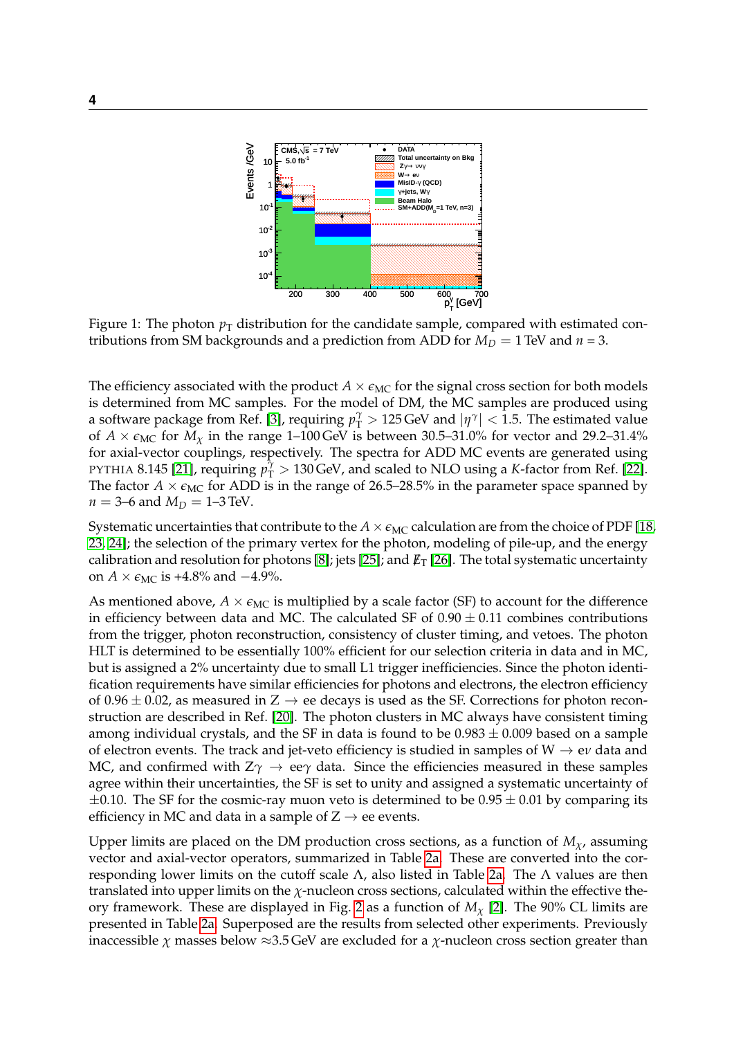Figure 1: The photon $p_T$ distribution for the candidate sample, compared with estimated contributions from SM backgrounds and a prediction from ADD for $M_D = 1$ TeV and $n = 3$.

The efficiency associated with the product $A \times \epsilon_{MC}$ for the signal cross section for both models is determined from MC samples. For the model of DM, the MC samples are produced using a software package from Ref. [3], requiring $p_T^\gamma > 125$ GeV and $|\eta^\gamma| < 1.5$. The estimated value of $A \times \epsilon_{MC}$ for $M_\chi$ in the range 1–100 GeV is between 30.5–31.0% for vector and 29.2–31.4% for axial-vector couplings, respectively. The spectra for ADD MC events are generated using PYTHIA 8.145 [21], requiring $p_T^\gamma > 130$ GeV, and scaled to NLO using a $K$-factor from Ref. [22]. The factor $A \times \epsilon_{MC}$ for ADD is in the range of 26.5–28.5% in the parameter space spanned by $n = 3$–6 and $M_D = 1$–3 TeV.

Systematic uncertainties that contribute to the $A \times \epsilon_{MC}$ calculation are from the choice of PDF [18, 23, 24]; the selection of the primary vertex for the photon, modeling of pile-up, and the energy calibration and resolution for photons [8]; jets [25]; and $\not{E}_T$ [26]. The total systematic uncertainty on $A \times \epsilon_{MC}$ is +4.8% and −4.9%.

As mentioned above, $A \times \epsilon_{MC}$ is multiplied by a scale factor (SF) to account for the difference in efficiency between data and MC. The calculated SF of $0.90 \pm 0.11$ combines contributions from the trigger, photon reconstruction, consistency of cluster timing, and vetoes. The photon HLT is determined to be essentially 100% efficient for our selection criteria in data and in MC, but is assigned a 2% uncertainty due to small L1 trigger inefficiencies. Since the photon identification requirements have similar efficiencies for photons and electrons, the electron efficiency of $0.96 \pm 0.02$, as measured in $Z \to ee$ decays is used as the SF. Corrections for photon reconstruction are described in Ref. [20]. The photon clusters in MC always have consistent timing among individual crystals, and the SF in data is found to be $0.983 \pm 0.009$ based on a sample of electron events. The track and jet-veto efficiency is studied in samples of $W \to e\nu$ data and MC, and confirmed with $Z\gamma \to ee\gamma$ data. Since the efficiencies measured in these samples agree within their uncertainties, the SF is set to unity and assigned a systematic uncertainty of $\pm 0.10$. The SF for the cosmic-ray muon veto is determined to be $0.95 \pm 0.01$ by comparing its efficiency in MC and data in a sample of $Z \to ee$ events.

Upper limits are placed on the DM production cross sections, as a function of $M_\chi$, assuming vector and axial-vector operators, summarized in Table 2a. These are converted into the corresponding lower limits on the cutoff scale $\Lambda$, also listed in Table 2a. The $\Lambda$ values are then translated into upper limits on the $\chi$-nucleon cross sections, calculated within the effective theory framework. These are displayed in Fig. 2 as a function of $M_\chi$ [2]. The 90% CL limits are presented in Table 2a. Superposed are the results from selected other experiments. Previously inaccessible $\chi$ masses below ≈3.5 GeV are excluded for a $\chi$-nucleon cross section greater than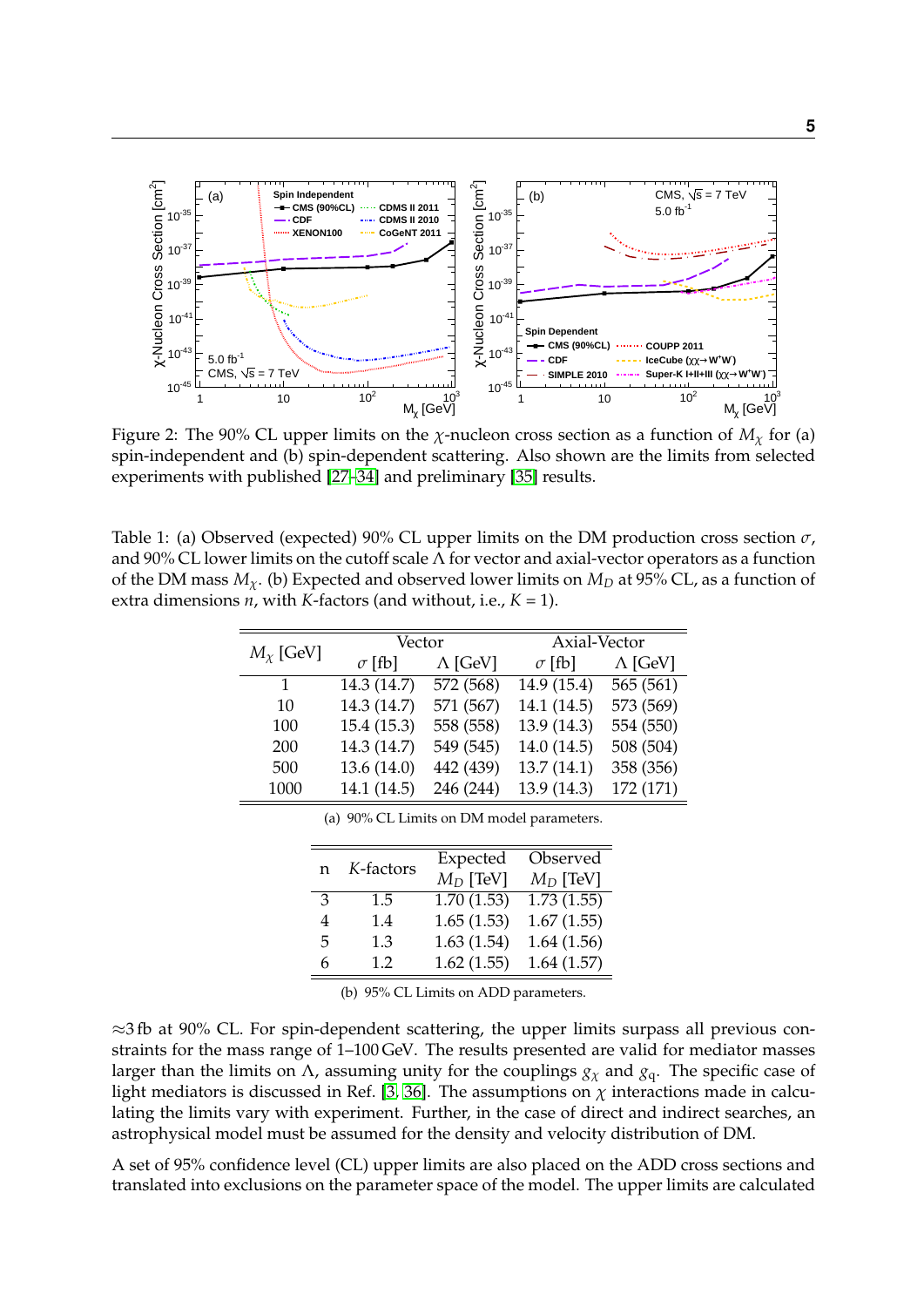Figure 2: The 90% CL upper limits on the $\chi$-nucleon cross section as a function of $M_\chi$ for (a) spin-independent and (b) spin-dependent scattering. Also shown are the limits from selected experiments with published [27–34] and preliminary [35] results.

Table 1: (a) Observed (expected) 90% CL upper limits on the DM production cross section $\sigma$, and 90% CL lower limits on the cutoff scale $\Lambda$ for vector and axial-vector operators as a function of the DM mass $M_\chi$. (b) Expected and observed lower limits on $M_D$ at 95% CL, as a function of extra dimensions $n$, with $K$-factors (and without, i.e., $K = 1$).

| $M_\chi$ [GeV] | Vector | | Axial-Vector | |
|---|---|---|---|---|
| | $\sigma$ [fb] | $\Lambda$ [GeV] | $\sigma$ [fb] | $\Lambda$ [GeV] |
| 1 | 14.3 (14.7) | 572 (568) | 14.9 (15.4) | 565 (561) |
| 10 | 14.3 (14.7) | 571 (567) | 14.1 (14.5) | 573 (569) |
| 100 | 15.4 (15.3) | 558 (558) | 13.9 (14.3) | 554 (550) |
| 200 | 14.3 (14.7) | 549 (545) | 14.0 (14.5) | 508 (504) |
| 500 | 13.6 (14.0) | 442 (439) | 13.7 (14.1) | 358 (356) |
| 1000 | 14.1 (14.5) | 246 (244) | 13.9 (14.3) | 172 (171) |

(a) 90% CL Limits on DM model parameters.

| n | $K$-factors | Expected $M_D$ [TeV] | Observed $M_D$ [TeV] |
|---|---|---|---|
| 3 | 1.5 | 1.70 (1.53) | 1.73 (1.55) |
| 4 | 1.4 | 1.65 (1.53) | 1.67 (1.55) |
| 5 | 1.3 | 1.63 (1.54) | 1.64 (1.56) |
| 6 | 1.2 | 1.62 (1.55) | 1.64 (1.57) |

(b) 95% CL Limits on ADD parameters.

$\approx$3 fb at 90% CL. For spin-dependent scattering, the upper limits surpass all previous constraints for the mass range of 1–100 GeV. The results presented are valid for mediator masses larger than the limits on $\Lambda$, assuming unity for the couplings $g_\chi$ and $g_q$. The specific case of light mediators is discussed in Ref. [3, 36]. The assumptions on $\chi$ interactions made in calculating the limits vary with experiment. Further, in the case of direct and indirect searches, an astrophysical model must be assumed for the density and velocity distribution of DM.

A set of 95% confidence level (CL) upper limits are also placed on the ADD cross sections and translated into exclusions on the parameter space of the model. The upper limits are calculated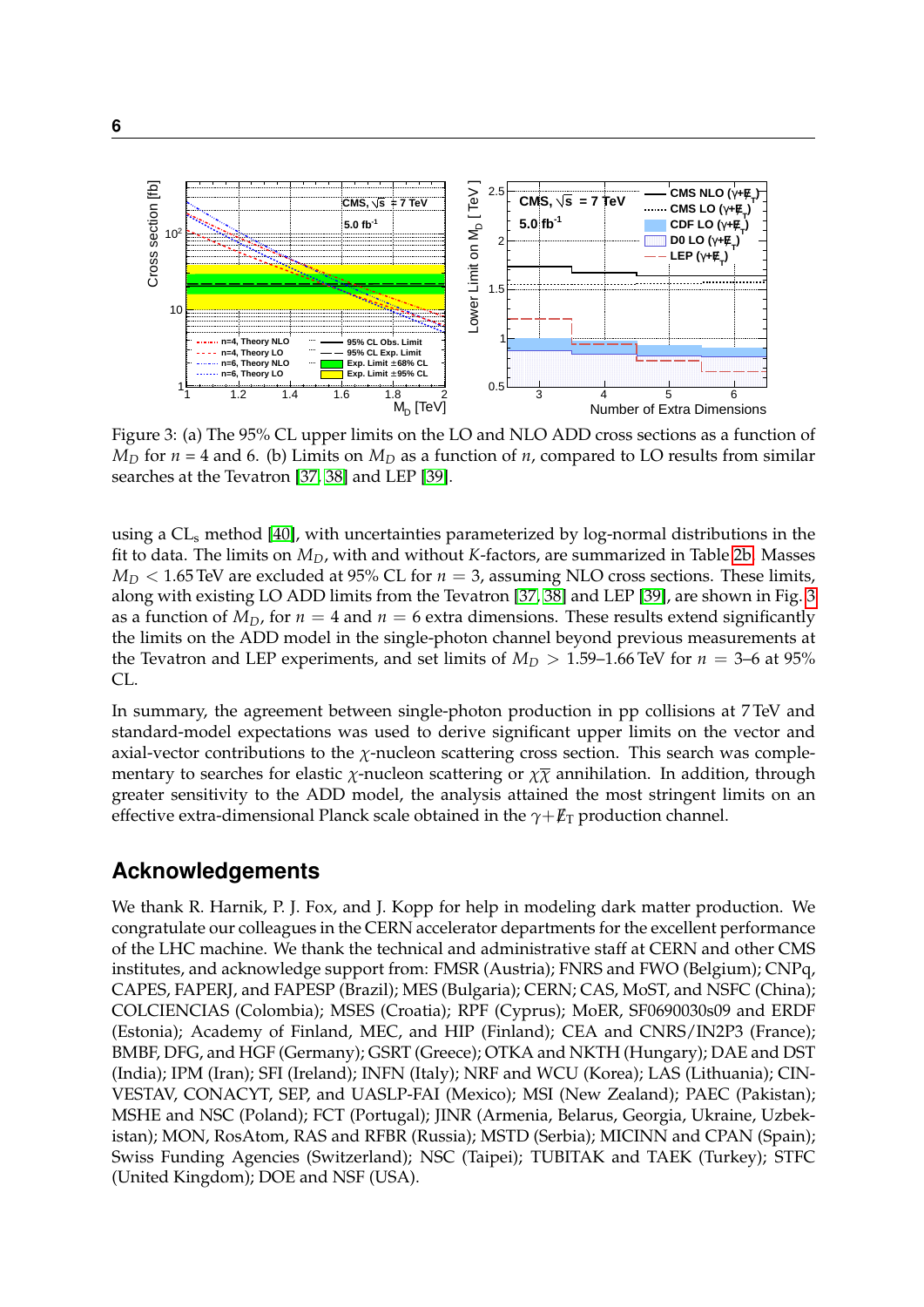Figure 3: (a) The 95% CL upper limits on the LO and NLO ADD cross sections as a function of $M_D$ for $n = 4$ and 6. (b) Limits on $M_D$ as a function of $n$, compared to LO results from similar searches at the Tevatron [37, 38] and LEP [39].

using a $\mathrm{CL_s}$ method [40], with uncertainties parameterized by log-normal distributions in the fit to data. The limits on $M_D$, with and without $K$-factors, are summarized in Table 2b. Masses $M_D < 1.65\,\mathrm{TeV}$ are excluded at 95% CL for $n = 3$, assuming NLO cross sections. These limits, along with existing LO ADD limits from the Tevatron [37, 38] and LEP [39], are shown in Fig. 3 as a function of $M_D$, for $n = 4$ and $n = 6$ extra dimensions. These results extend significantly the limits on the ADD model in the single-photon channel beyond previous measurements at the Tevatron and LEP experiments, and set limits of $M_D > 1.59$–$1.66\,\mathrm{TeV}$ for $n = 3$–$6$ at 95% CL.

In summary, the agreement between single-photon production in pp collisions at 7 TeV and standard-model expectations was used to derive significant upper limits on the vector and axial-vector contributions to the $\chi$-nucleon scattering cross section. This search was complementary to searches for elastic $\chi$-nucleon scattering or $\chi\overline{\chi}$ annihilation. In addition, through greater sensitivity to the ADD model, the analysis attained the most stringent limits on an effective extra-dimensional Planck scale obtained in the $\gamma + \not{E}_{\mathrm{T}}$ production channel.

## Acknowledgements

We thank R. Harnik, P. J. Fox, and J. Kopp for help in modeling dark matter production. We congratulate our colleagues in the CERN accelerator departments for the excellent performance of the LHC machine. We thank the technical and administrative staff at CERN and other CMS institutes, and acknowledge support from: FMSR (Austria); FNRS and FWO (Belgium); CNPq, CAPES, FAPERJ, and FAPESP (Brazil); MES (Bulgaria); CERN; CAS, MoST, and NSFC (China); COLCIENCIAS (Colombia); MSES (Croatia); RPF (Cyprus); MoER, SF0690030s09 and ERDF (Estonia); Academy of Finland, MEC, and HIP (Finland); CEA and CNRS/IN2P3 (France); BMBF, DFG, and HGF (Germany); GSRT (Greece); OTKA and NKTH (Hungary); DAE and DST (India); IPM (Iran); SFI (Ireland); INFN (Italy); NRF and WCU (Korea); LAS (Lithuania); CINVESTAV, CONACYT, SEP, and UASLP-FAI (Mexico); MSI (New Zealand); PAEC (Pakistan); MSHE and NSC (Poland); FCT (Portugal); JINR (Armenia, Belarus, Georgia, Ukraine, Uzbekistan); MON, RosAtom, RAS and RFBR (Russia); MSTD (Serbia); MICINN and CPAN (Spain); Swiss Funding Agencies (Switzerland); NSC (Taipei); TUBITAK and TAEK (Turkey); STFC (United Kingdom); DOE and NSF (USA).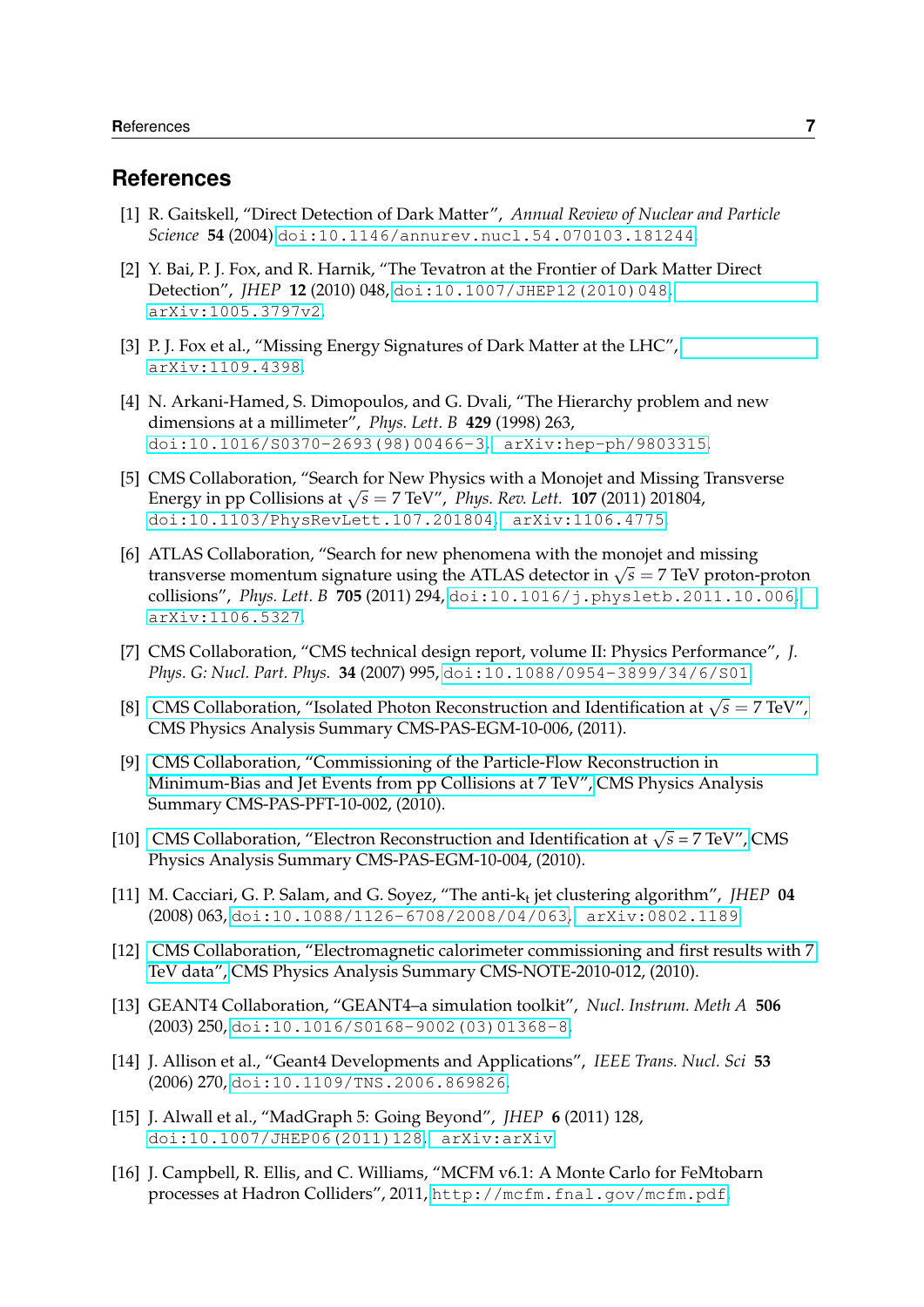## References

[1] R. Gaitskell, "Direct Detection of Dark Matter", *Annual Review of Nuclear and Particle Science* **54** (2004) doi:10.1146/annurev.nucl.54.070103.181244.

[2] Y. Bai, P. J. Fox, and R. Harnik, "The Tevatron at the Frontier of Dark Matter Direct Detection", *JHEP* **12** (2010) 048, doi:10.1007/JHEP12(2010)048, arXiv:1005.3797v2.

[3] P. J. Fox et al., "Missing Energy Signatures of Dark Matter at the LHC", arXiv:1109.4398.

[4] N. Arkani-Hamed, S. Dimopoulos, and G. Dvali, "The Hierarchy problem and new dimensions at a millimeter", *Phys. Lett. B* **429** (1998) 263, doi:10.1016/S0370-2693(98)00466-3, arXiv:hep-ph/9803315.

[5] CMS Collaboration, "Search for New Physics with a Monojet and Missing Transverse Energy in pp Collisions at $\sqrt{s} = 7$ TeV", *Phys. Rev. Lett.* **107** (2011) 201804, doi:10.1103/PhysRevLett.107.201804, arXiv:1106.4775.

[6] ATLAS Collaboration, "Search for new phenomena with the monojet and missing transverse momentum signature using the ATLAS detector in $\sqrt{s} = 7$ TeV proton-proton collisions", *Phys. Lett. B* **705** (2011) 294, doi:10.1016/j.physletb.2011.10.006, arXiv:1106.5327.

[7] CMS Collaboration, "CMS technical design report, volume II: Physics Performance", *J. Phys. G: Nucl. Part. Phys.* **34** (2007) 995, doi:10.1088/0954-3899/34/6/S01.

[8] CMS Collaboration, "Isolated Photon Reconstruction and Identification at $\sqrt{s} = 7$ TeV", CMS Physics Analysis Summary CMS-PAS-EGM-10-006, (2011).

[9] CMS Collaboration, "Commissioning of the Particle-Flow Reconstruction in Minimum-Bias and Jet Events from pp Collisions at 7 TeV", CMS Physics Analysis Summary CMS-PAS-PFT-10-002, (2010).

[10] CMS Collaboration, "Electron Reconstruction and Identification at $\sqrt{s} = 7$ TeV", CMS Physics Analysis Summary CMS-PAS-EGM-10-004, (2010).

[11] M. Cacciari, G. P. Salam, and G. Soyez, "The anti-$k_t$ jet clustering algorithm", *JHEP* **04** (2008) 063, doi:10.1088/1126-6708/2008/04/063, arXiv:0802.1189.

[12] CMS Collaboration, "Electromagnetic calorimeter commissioning and first results with 7 TeV data", CMS Physics Analysis Summary CMS-NOTE-2010-012, (2010).

[13] GEANT4 Collaboration, "GEANT4–a simulation toolkit", *Nucl. Instrum. Meth A* **506** (2003) 250, doi:10.1016/S0168-9002(03)01368-8.

[14] J. Allison et al., "Geant4 Developments and Applications", *IEEE Trans. Nucl. Sci* **53** (2006) 270, doi:10.1109/TNS.2006.869826.

[15] J. Alwall et al., "MadGraph 5: Going Beyond", *JHEP* **6** (2011) 128, doi:10.1007/JHEP06(2011)128, arXiv:arXiv.

[16] J. Campbell, R. Ellis, and C. Williams, "MCFM v6.1: A Monte Carlo for FeMtobarn processes at Hadron Colliders", 2011, http://mcfm.fnal.gov/mcfm.pdf.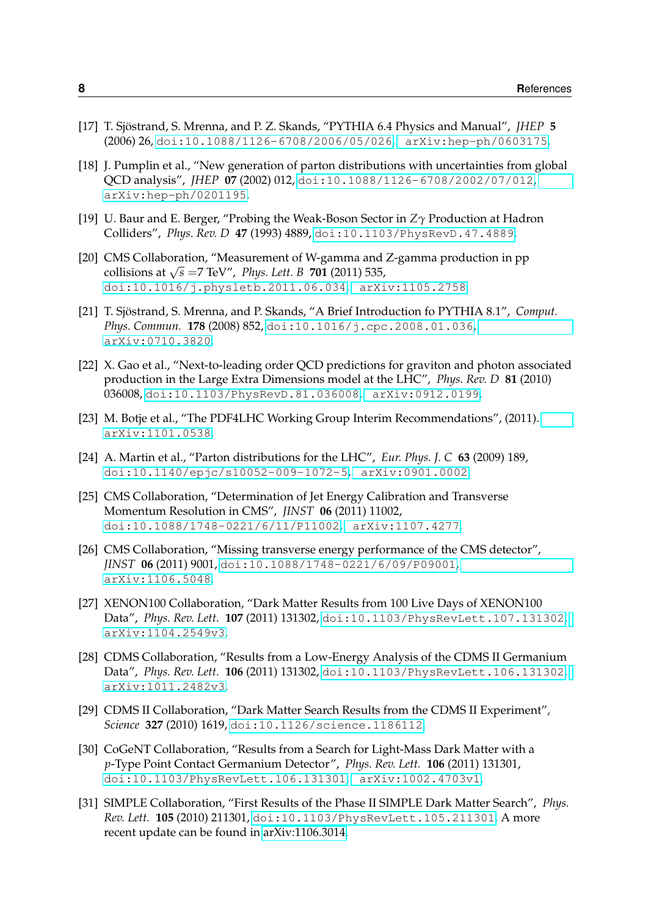[17] T. Sjöstrand, S. Mrenna, and P. Z. Skands, "PYTHIA 6.4 Physics and Manual", *JHEP* **5** (2006) 26, doi:10.1088/1126-6708/2006/05/026, arXiv:hep-ph/0603175.

[18] J. Pumplin et al., "New generation of parton distributions with uncertainties from global QCD analysis", *JHEP* **07** (2002) 012, doi:10.1088/1126-6708/2002/07/012, arXiv:hep-ph/0201195.

[19] U. Baur and E. Berger, "Probing the Weak-Boson Sector in $Z\gamma$ Production at Hadron Colliders", *Phys. Rev. D* **47** (1993) 4889, doi:10.1103/PhysRevD.47.4889.

[20] CMS Collaboration, "Measurement of W-gamma and Z-gamma production in pp collisions at $\sqrt{s}$ =7 TeV", *Phys. Lett. B* **701** (2011) 535, doi:10.1016/j.physletb.2011.06.034, arXiv:1105.2758.

[21] T. Sjöstrand, S. Mrenna, and P. Skands, "A Brief Introduction fo PYTHIA 8.1", *Comput. Phys. Commun.* **178** (2008) 852, doi:10.1016/j.cpc.2008.01.036, arXiv:0710.3820.

[22] X. Gao et al., "Next-to-leading order QCD predictions for graviton and photon associated production in the Large Extra Dimensions model at the LHC", *Phys. Rev. D* **81** (2010) 036008, doi:10.1103/PhysRevD.81.036008, arXiv:0912.0199.

[23] M. Botje et al., "The PDF4LHC Working Group Interim Recommendations", (2011). arXiv:1101.0538.

[24] A. Martin et al., "Parton distributions for the LHC", *Eur. Phys. J. C* **63** (2009) 189, doi:10.1140/epjc/s10052-009-1072-5, arXiv:0901.0002.

[25] CMS Collaboration, "Determination of Jet Energy Calibration and Transverse Momentum Resolution in CMS", *JINST* **06** (2011) 11002, doi:10.1088/1748-0221/6/11/P11002, arXiv:1107.4277.

[26] CMS Collaboration, "Missing transverse energy performance of the CMS detector", *JINST* **06** (2011) 9001, doi:10.1088/1748-0221/6/09/P09001, arXiv:1106.5048.

[27] XENON100 Collaboration, "Dark Matter Results from 100 Live Days of XENON100 Data", *Phys. Rev. Lett.* **107** (2011) 131302, doi:10.1103/PhysRevLett.107.131302, arXiv:1104.2549v3.

[28] CDMS Collaboration, "Results from a Low-Energy Analysis of the CDMS II Germanium Data", *Phys. Rev. Lett.* **106** (2011) 131302, doi:10.1103/PhysRevLett.106.131302, arXiv:1011.2482v3.

[29] CDMS II Collaboration, "Dark Matter Search Results from the CDMS II Experiment", *Science* **327** (2010) 1619, doi:10.1126/science.1186112.

[30] CoGeNT Collaboration, "Results from a Search for Light-Mass Dark Matter with a *p*-Type Point Contact Germanium Detector", *Phys. Rev. Lett.* **106** (2011) 131301, doi:10.1103/PhysRevLett.106.131301, arXiv:1002.4703v1.

[31] SIMPLE Collaboration, "First Results of the Phase II SIMPLE Dark Matter Search", *Phys. Rev. Lett.* **105** (2010) 211301, doi:10.1103/PhysRevLett.105.211301. A more recent update can be found in arXiv:1106.3014.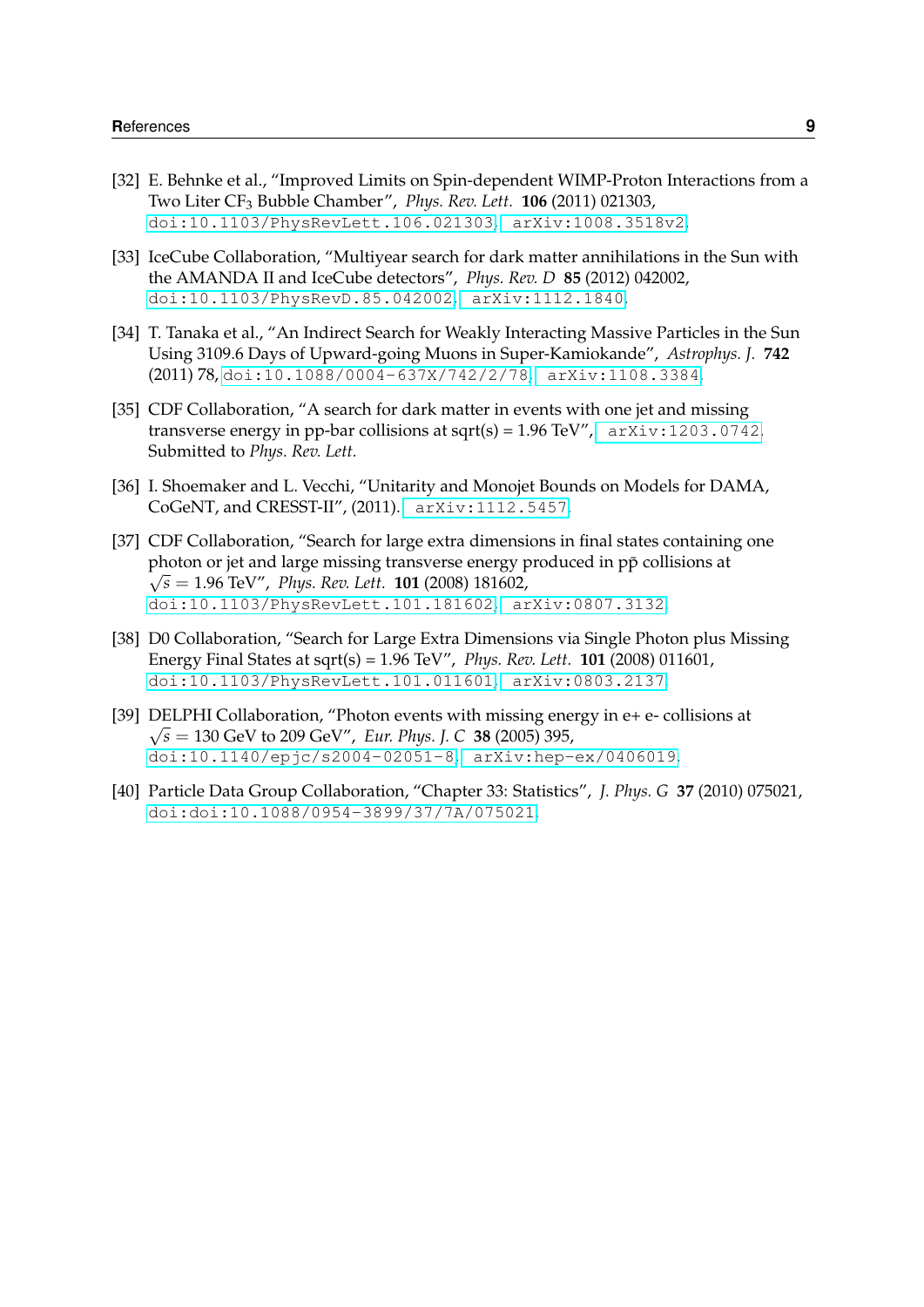[32] E. Behnke et al., "Improved Limits on Spin-dependent WIMP-Proton Interactions from a Two Liter $CF_3$ Bubble Chamber", *Phys. Rev. Lett.* **106** (2011) 021303, doi:10.1103/PhysRevLett.106.021303, arXiv:1008.3518v2.

[33] IceCube Collaboration, "Multiyear search for dark matter annihilations in the Sun with the AMANDA II and IceCube detectors", *Phys. Rev. D* **85** (2012) 042002, doi:10.1103/PhysRevD.85.042002, arXiv:1112.1840.

[34] T. Tanaka et al., "An Indirect Search for Weakly Interacting Massive Particles in the Sun Using 3109.6 Days of Upward-going Muons in Super-Kamiokande", *Astrophys. J.* **742** (2011) 78, doi:10.1088/0004-637X/742/2/78, arXiv:1108.3384.

[35] CDF Collaboration, "A search for dark matter in events with one jet and missing transverse energy in pp-bar collisions at sqrt(s) = 1.96 TeV", arXiv:1203.0742. Submitted to *Phys. Rev. Lett.*

[36] I. Shoemaker and L. Vecchi, "Unitarity and Monojet Bounds on Models for DAMA, CoGeNT, and CRESST-II", (2011). arXiv:1112.5457.

[37] CDF Collaboration, "Search for large extra dimensions in final states containing one photon or jet and large missing transverse energy produced in $p\bar{p}$ collisions at $\sqrt{s} = 1.96$ TeV", *Phys. Rev. Lett.* **101** (2008) 181602, doi:10.1103/PhysRevLett.101.181602, arXiv:0807.3132.

[38] D0 Collaboration, "Search for Large Extra Dimensions via Single Photon plus Missing Energy Final States at sqrt(s) = 1.96 TeV", *Phys. Rev. Lett.* **101** (2008) 011601, doi:10.1103/PhysRevLett.101.011601, arXiv:0803.2137.

[39] DELPHI Collaboration, "Photon events with missing energy in e+ e- collisions at $\sqrt{s} = 130$ GeV to 209 GeV", *Eur. Phys. J. C* **38** (2005) 395, doi:10.1140/epjc/s2004-02051-8, arXiv:hep-ex/0406019.

[40] Particle Data Group Collaboration, "Chapter 33: Statistics", *J. Phys. G* **37** (2010) 075021, doi:doi:10.1088/0954-3899/37/7A/075021.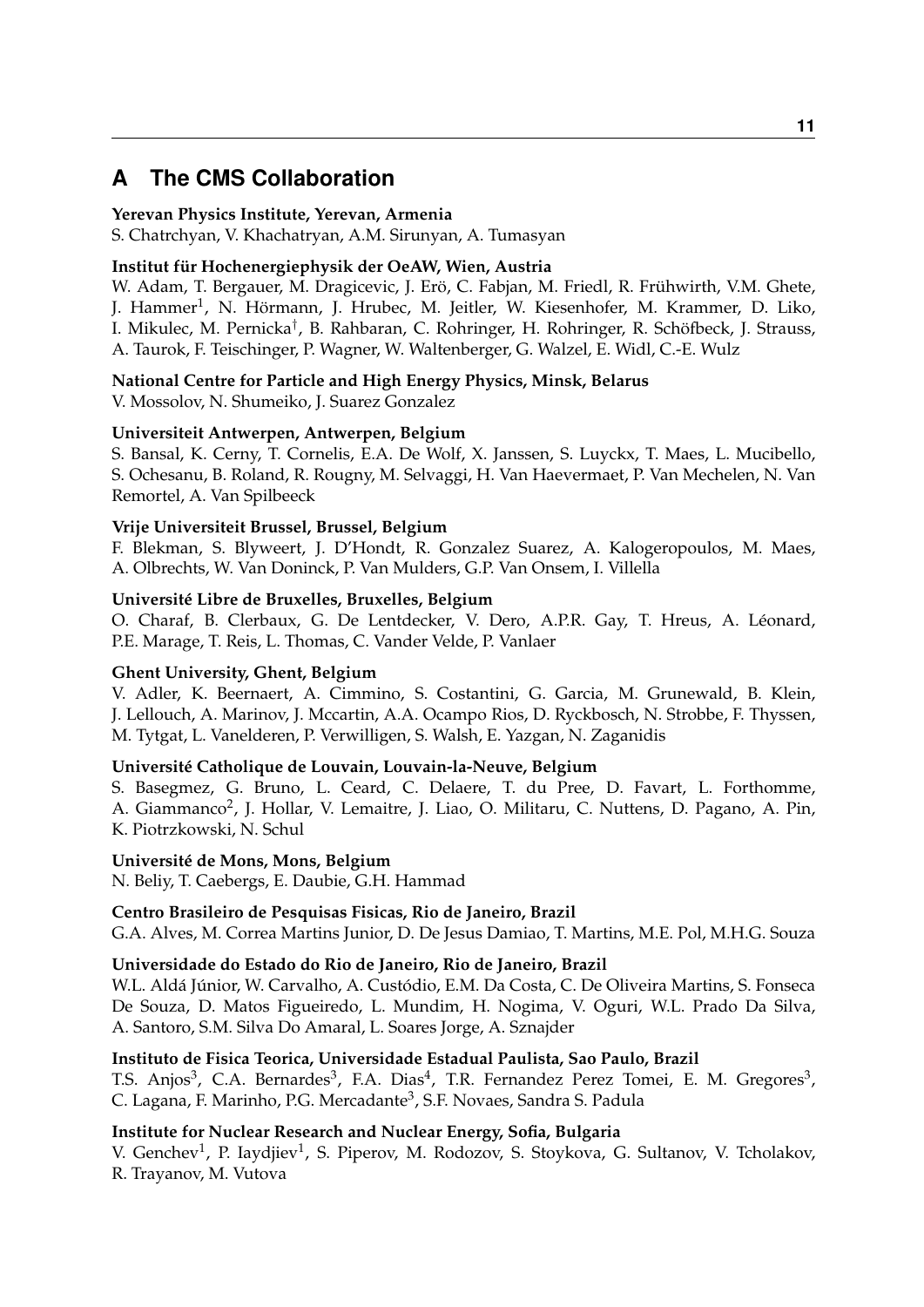## A The CMS Collaboration

**Yerevan Physics Institute, Yerevan, Armenia**
S. Chatrchyan, V. Khachatryan, A.M. Sirunyan, A. Tumasyan

**Institut für Hochenergiephysik der OeAW, Wien, Austria**
W. Adam, T. Bergauer, M. Dragicevic, J. Erö, C. Fabjan, M. Friedl, R. Frühwirth, V.M. Ghete, J. Hammer[1], N. Hörmann, J. Hrubec, M. Jeitler, W. Kiesenhofer, M. Krammer, D. Liko, I. Mikulec, M. Pernicka[†], B. Rahbaran, C. Rohringer, H. Rohringer, R. Schöfbeck, J. Strauss, A. Taurok, F. Teischinger, P. Wagner, W. Waltenberger, G. Walzel, E. Widl, C.-E. Wulz

**National Centre for Particle and High Energy Physics, Minsk, Belarus**
V. Mossolov, N. Shumeiko, J. Suarez Gonzalez

**Universiteit Antwerpen, Antwerpen, Belgium**
S. Bansal, K. Cerny, T. Cornelis, E.A. De Wolf, X. Janssen, S. Luyckx, T. Maes, L. Mucibello, S. Ochesanu, B. Roland, R. Rougny, M. Selvaggi, H. Van Haevermaet, P. Van Mechelen, N. Van Remortel, A. Van Spilbeeck

**Vrije Universiteit Brussel, Brussel, Belgium**
F. Blekman, S. Blyweert, J. D'Hondt, R. Gonzalez Suarez, A. Kalogeropoulos, M. Maes, A. Olbrechts, W. Van Doninck, P. Van Mulders, G.P. Van Onsem, I. Villella

**Université Libre de Bruxelles, Bruxelles, Belgium**
O. Charaf, B. Clerbaux, G. De Lentdecker, V. Dero, A.P.R. Gay, T. Hreus, A. Léonard, P.E. Marage, T. Reis, L. Thomas, C. Vander Velde, P. Vanlaer

**Ghent University, Ghent, Belgium**
V. Adler, K. Beernaert, A. Cimmino, S. Costantini, G. Garcia, M. Grunewald, B. Klein, J. Lellouch, A. Marinov, J. Mccartin, A.A. Ocampo Rios, D. Ryckbosch, N. Strobbe, F. Thyssen, M. Tytgat, L. Vanelderen, P. Verwilligen, S. Walsh, E. Yazgan, N. Zaganidis

**Université Catholique de Louvain, Louvain-la-Neuve, Belgium**
S. Basegmez, G. Bruno, L. Ceard, C. Delaere, T. du Pree, D. Favart, L. Forthomme, A. Giammanco[2], J. Hollar, V. Lemaitre, J. Liao, O. Militaru, C. Nuttens, D. Pagano, A. Pin, K. Piotrzkowski, N. Schul

**Université de Mons, Mons, Belgium**
N. Beliy, T. Caebergs, E. Daubie, G.H. Hammad

**Centro Brasileiro de Pesquisas Fisicas, Rio de Janeiro, Brazil**
G.A. Alves, M. Correa Martins Junior, D. De Jesus Damiao, T. Martins, M.E. Pol, M.H.G. Souza

**Universidade do Estado do Rio de Janeiro, Rio de Janeiro, Brazil**
W.L. Aldá Júnior, W. Carvalho, A. Custódio, E.M. Da Costa, C. De Oliveira Martins, S. Fonseca De Souza, D. Matos Figueiredo, L. Mundim, H. Nogima, V. Oguri, W.L. Prado Da Silva, A. Santoro, S.M. Silva Do Amaral, L. Soares Jorge, A. Sznajder

**Instituto de Fisica Teorica, Universidade Estadual Paulista, Sao Paulo, Brazil**
T.S. Anjos[3], C.A. Bernardes[3], F.A. Dias[4], T.R. Fernandez Perez Tomei, E. M. Gregores[3], C. Lagana, F. Marinho, P.G. Mercadante[3], S.F. Novaes, Sandra S. Padula

**Institute for Nuclear Research and Nuclear Energy, Sofia, Bulgaria**
V. Genchev[1], P. Iaydjiev[1], S. Piperov, M. Rodozov, S. Stoykova, G. Sultanov, V. Tcholakov, R. Trayanov, M. Vutova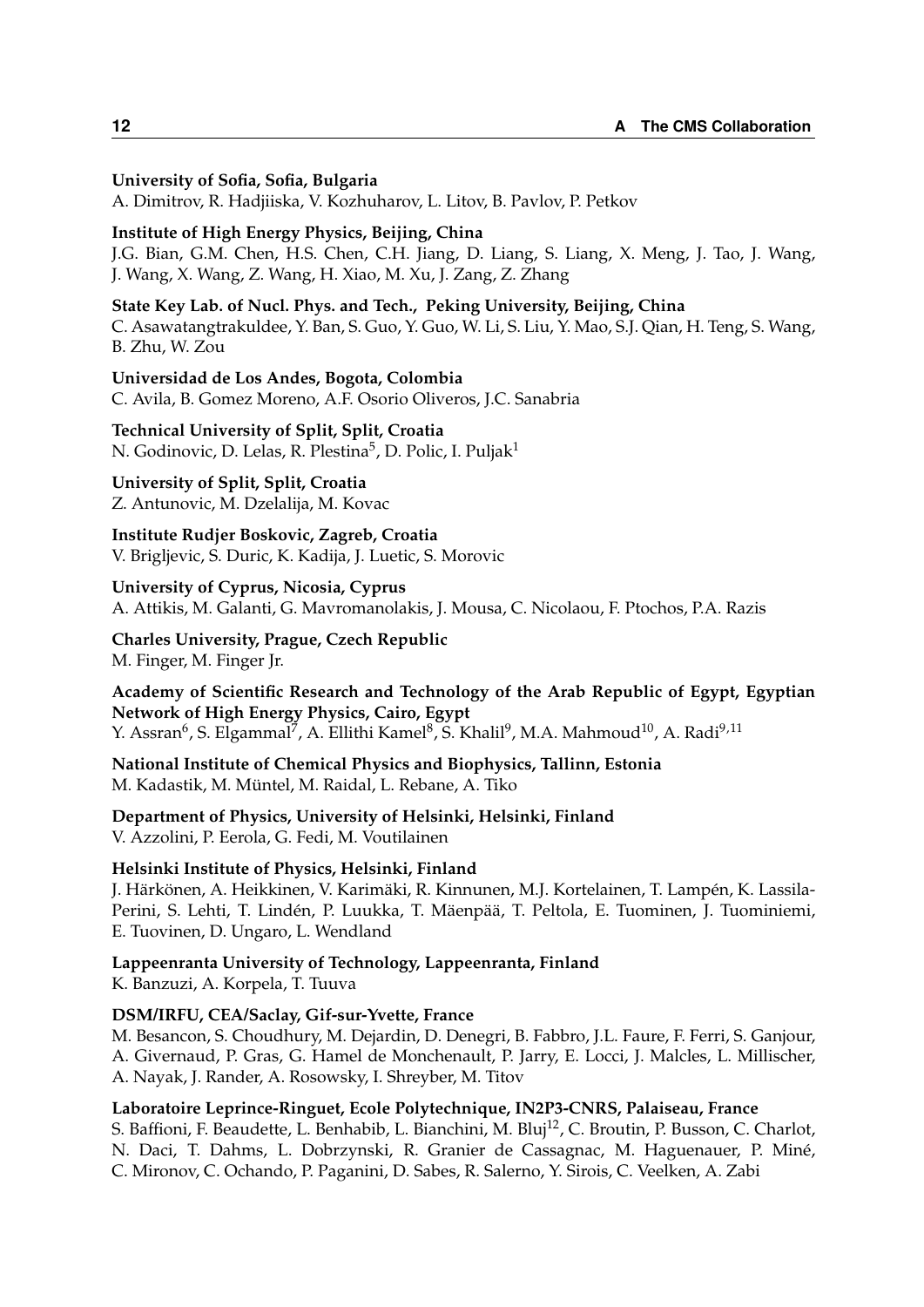**University of Sofia, Sofia, Bulgaria**
A. Dimitrov, R. Hadjiiska, V. Kozhuharov, L. Litov, B. Pavlov, P. Petkov

**Institute of High Energy Physics, Beijing, China**
J.G. Bian, G.M. Chen, H.S. Chen, C.H. Jiang, D. Liang, S. Liang, X. Meng, J. Tao, J. Wang, J. Wang, X. Wang, Z. Wang, H. Xiao, M. Xu, J. Zang, Z. Zhang

**State Key Lab. of Nucl. Phys. and Tech., Peking University, Beijing, China**
C. Asawatangtrakuldee, Y. Ban, S. Guo, Y. Guo, W. Li, S. Liu, Y. Mao, S.J. Qian, H. Teng, S. Wang, B. Zhu, W. Zou

**Universidad de Los Andes, Bogota, Colombia**
C. Avila, B. Gomez Moreno, A.F. Osorio Oliveros, J.C. Sanabria

**Technical University of Split, Split, Croatia**
N. Godinovic, D. Lelas, R. Plestina[5], D. Polic, I. Puljak[1]

**University of Split, Split, Croatia**
Z. Antunovic, M. Dzelalija, M. Kovac

**Institute Rudjer Boskovic, Zagreb, Croatia**
V. Brigljevic, S. Duric, K. Kadija, J. Luetic, S. Morovic

**University of Cyprus, Nicosia, Cyprus**
A. Attikis, M. Galanti, G. Mavromanolakis, J. Mousa, C. Nicolaou, F. Ptochos, P.A. Razis

**Charles University, Prague, Czech Republic**
M. Finger, M. Finger Jr.

**Academy of Scientific Research and Technology of the Arab Republic of Egypt, Egyptian Network of High Energy Physics, Cairo, Egypt**
Y. Assran[6], S. Elgammal[7], A. Ellithi Kamel[8], S. Khalil[9], M.A. Mahmoud[10], A. Radi[9,11]

**National Institute of Chemical Physics and Biophysics, Tallinn, Estonia**
M. Kadastik, M. Müntel, M. Raidal, L. Rebane, A. Tiko

**Department of Physics, University of Helsinki, Helsinki, Finland**
V. Azzolini, P. Eerola, G. Fedi, M. Voutilainen

**Helsinki Institute of Physics, Helsinki, Finland**
J. Härkönen, A. Heikkinen, V. Karimäki, R. Kinnunen, M.J. Kortelainen, T. Lampén, K. Lassila-Perini, S. Lehti, T. Lindén, P. Luukka, T. Mäenpää, T. Peltola, E. Tuominen, J. Tuominiemi, E. Tuovinen, D. Ungaro, L. Wendland

**Lappeenranta University of Technology, Lappeenranta, Finland**
K. Banzuzi, A. Korpela, T. Tuuva

**DSM/IRFU, CEA/Saclay, Gif-sur-Yvette, France**
M. Besancon, S. Choudhury, M. Dejardin, D. Denegri, B. Fabbro, J.L. Faure, F. Ferri, S. Ganjour, A. Givernaud, P. Gras, G. Hamel de Monchenault, P. Jarry, E. Locci, J. Malcles, L. Millischer, A. Nayak, J. Rander, A. Rosowsky, I. Shreyber, M. Titov

**Laboratoire Leprince-Ringuet, Ecole Polytechnique, IN2P3-CNRS, Palaiseau, France**
S. Baffioni, F. Beaudette, L. Benhabib, L. Bianchini, M. Bluj[12], C. Broutin, P. Busson, C. Charlot, N. Daci, T. Dahms, L. Dobrzynski, R. Granier de Cassagnac, M. Haguenauer, P. Miné, C. Mironov, C. Ochando, P. Paganini, D. Sabes, R. Salerno, Y. Sirois, C. Veelken, A. Zabi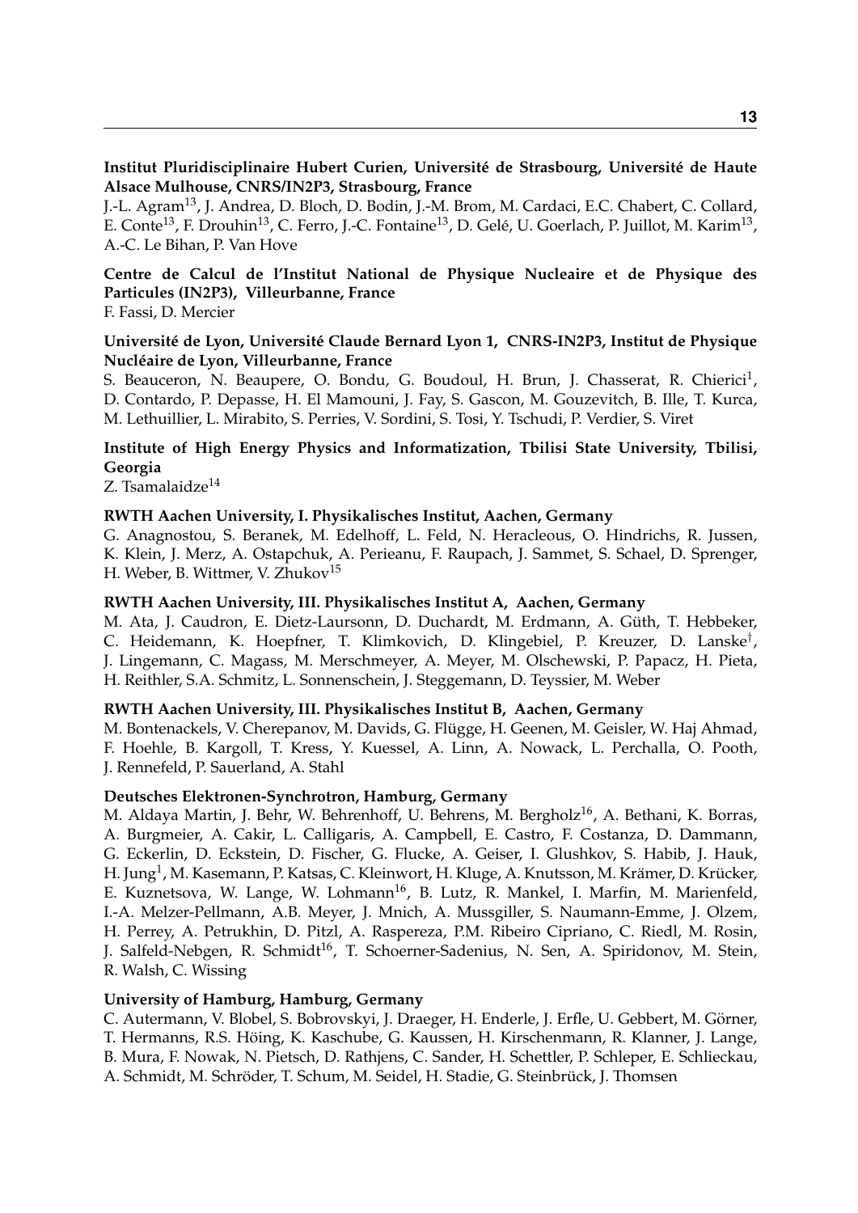**Institut Pluridisciplinaire Hubert Curien, Université de Strasbourg, Université de Haute Alsace Mulhouse, CNRS/IN2P3, Strasbourg, France**
J.-L. Agram[13], J. Andrea, D. Bloch, D. Bodin, J.-M. Brom, M. Cardaci, E.C. Chabert, C. Collard, E. Conte[13], F. Drouhin[13], C. Ferro, J.-C. Fontaine[13], D. Gelé, U. Goerlach, P. Juillot, M. Karim[13], A.-C. Le Bihan, P. Van Hove

**Centre de Calcul de l'Institut National de Physique Nucleaire et de Physique des Particules (IN2P3), Villeurbanne, France**
F. Fassi, D. Mercier

**Université de Lyon, Université Claude Bernard Lyon 1, CNRS-IN2P3, Institut de Physique Nucléaire de Lyon, Villeurbanne, France**
S. Beauceron, N. Beaupere, O. Bondu, G. Boudoul, H. Brun, J. Chasserat, R. Chierici[1], D. Contardo, P. Depasse, H. El Mamouni, J. Fay, S. Gascon, M. Gouzevitch, B. Ille, T. Kurca, M. Lethuillier, L. Mirabito, S. Perries, V. Sordini, S. Tosi, Y. Tschudi, P. Verdier, S. Viret

**Institute of High Energy Physics and Informatization, Tbilisi State University, Tbilisi, Georgia**
Z. Tsamalaidze[14]

**RWTH Aachen University, I. Physikalisches Institut, Aachen, Germany**
G. Anagnostou, S. Beranek, M. Edelhoff, L. Feld, N. Heracleous, O. Hindrichs, R. Jussen, K. Klein, J. Merz, A. Ostapchuk, A. Perieanu, F. Raupach, J. Sammet, S. Schael, D. Sprenger, H. Weber, B. Wittmer, V. Zhukov[15]

**RWTH Aachen University, III. Physikalisches Institut A, Aachen, Germany**
M. Ata, J. Caudron, E. Dietz-Laursonn, D. Duchardt, M. Erdmann, A. Güth, T. Hebbeker, C. Heidemann, K. Hoepfner, T. Klimkovich, D. Klingebiel, P. Kreuzer, D. Lanske[†], J. Lingemann, C. Magass, M. Merschmeyer, A. Meyer, M. Olschewski, P. Papacz, H. Pieta, H. Reithler, S.A. Schmitz, L. Sonnenschein, J. Steggemann, D. Teyssier, M. Weber

**RWTH Aachen University, III. Physikalisches Institut B, Aachen, Germany**
M. Bontenackels, V. Cherepanov, M. Davids, G. Flügge, H. Geenen, M. Geisler, W. Haj Ahmad, F. Hoehle, B. Kargoll, T. Kress, Y. Kuessel, A. Linn, A. Nowack, L. Perchalla, O. Pooth, J. Rennefeld, P. Sauerland, A. Stahl

**Deutsches Elektronen-Synchrotron, Hamburg, Germany**
M. Aldaya Martin, J. Behr, W. Behrenhoff, U. Behrens, M. Bergholz[16], A. Bethani, K. Borras, A. Burgmeier, A. Cakir, L. Calligaris, A. Campbell, E. Castro, F. Costanza, D. Dammann, G. Eckerlin, D. Eckstein, D. Fischer, G. Flucke, A. Geiser, I. Glushkov, S. Habib, J. Hauk, H. Jung[1], M. Kasemann, P. Katsas, C. Kleinwort, H. Kluge, A. Knutsson, M. Krämer, D. Krücker, E. Kuznetsova, W. Lange, W. Lohmann[16], B. Lutz, R. Mankel, I. Marfin, M. Marienfeld, I.-A. Melzer-Pellmann, A.B. Meyer, J. Mnich, A. Mussgiller, S. Naumann-Emme, J. Olzem, H. Perrey, A. Petrukhin, D. Pitzl, A. Raspereza, P.M. Ribeiro Cipriano, C. Riedl, M. Rosin, J. Salfeld-Nebgen, R. Schmidt[16], T. Schoerner-Sadenius, N. Sen, A. Spiridonov, M. Stein, R. Walsh, C. Wissing

**University of Hamburg, Hamburg, Germany**
C. Autermann, V. Blobel, S. Bobrovskyi, J. Draeger, H. Enderle, J. Erfle, U. Gebbert, M. Görner, T. Hermanns, R.S. Höing, K. Kaschube, G. Kaussen, H. Kirschenmann, R. Klanner, J. Lange, B. Mura, F. Nowak, N. Pietsch, D. Rathjens, C. Sander, H. Schettler, P. Schleper, E. Schlieckau, A. Schmidt, M. Schröder, T. Schum, M. Seidel, H. Stadie, G. Steinbrück, J. Thomsen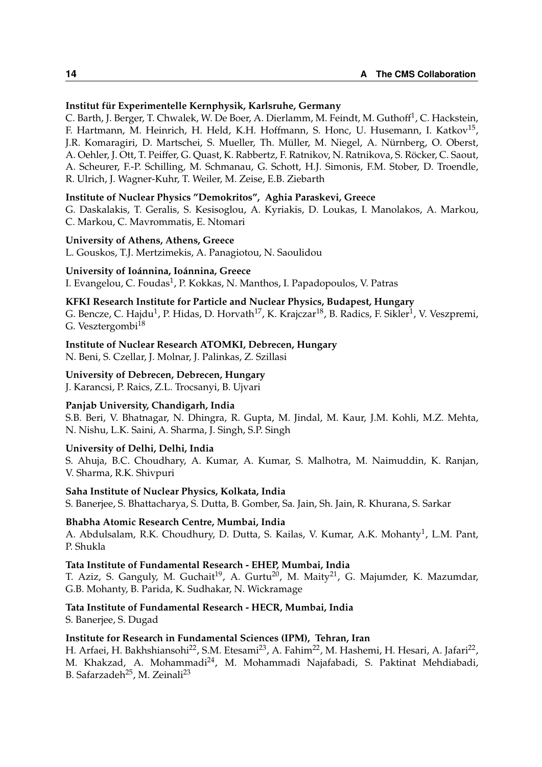**Institut für Experimentelle Kernphysik, Karlsruhe, Germany**
C. Barth, J. Berger, T. Chwalek, W. De Boer, A. Dierlamm, M. Feindt, M. Guthoff[1], C. Hackstein, F. Hartmann, M. Heinrich, H. Held, K.H. Hoffmann, S. Honc, U. Husemann, I. Katkov[15], J.R. Komaragiri, D. Martschei, S. Mueller, Th. Müller, M. Niegel, A. Nürnberg, O. Oberst, A. Oehler, J. Ott, T. Peiffer, G. Quast, K. Rabbertz, F. Ratnikov, N. Ratnikova, S. Röcker, C. Saout, A. Scheurer, F.-P. Schilling, M. Schmanau, G. Schott, H.J. Simonis, F.M. Stober, D. Troendle, R. Ulrich, J. Wagner-Kuhr, T. Weiler, M. Zeise, E.B. Ziebarth

**Institute of Nuclear Physics "Demokritos", Aghia Paraskevi, Greece**
G. Daskalakis, T. Geralis, S. Kesisoglou, A. Kyriakis, D. Loukas, I. Manolakos, A. Markou, C. Markou, C. Mavrommatis, E. Ntomari

**University of Athens, Athens, Greece**
L. Gouskos, T.J. Mertzimekis, A. Panagiotou, N. Saoulidou

**University of Ioánnina, Ioánnina, Greece**
I. Evangelou, C. Foudas[1], P. Kokkas, N. Manthos, I. Papadopoulos, V. Patras

**KFKI Research Institute for Particle and Nuclear Physics, Budapest, Hungary**
G. Bencze, C. Hajdu[1], P. Hidas, D. Horvath[17], K. Krajczar[18], B. Radics, F. Sikler[1], V. Veszpremi, G. Vesztergombi[18]

**Institute of Nuclear Research ATOMKI, Debrecen, Hungary**
N. Beni, S. Czellar, J. Molnar, J. Palinkas, Z. Szillasi

**University of Debrecen, Debrecen, Hungary**
J. Karancsi, P. Raics, Z.L. Trocsanyi, B. Ujvari

**Panjab University, Chandigarh, India**
S.B. Beri, V. Bhatnagar, N. Dhingra, R. Gupta, M. Jindal, M. Kaur, J.M. Kohli, M.Z. Mehta, N. Nishu, L.K. Saini, A. Sharma, J. Singh, S.P. Singh

**University of Delhi, Delhi, India**
S. Ahuja, B.C. Choudhary, A. Kumar, A. Kumar, S. Malhotra, M. Naimuddin, K. Ranjan, V. Sharma, R.K. Shivpuri

**Saha Institute of Nuclear Physics, Kolkata, India**
S. Banerjee, S. Bhattacharya, S. Dutta, B. Gomber, Sa. Jain, Sh. Jain, R. Khurana, S. Sarkar

**Bhabha Atomic Research Centre, Mumbai, India**
A. Abdulsalam, R.K. Choudhury, D. Dutta, S. Kailas, V. Kumar, A.K. Mohanty[1], L.M. Pant, P. Shukla

**Tata Institute of Fundamental Research - EHEP, Mumbai, India**
T. Aziz, S. Ganguly, M. Guchait[19], A. Gurtu[20], M. Maity[21], G. Majumder, K. Mazumdar, G.B. Mohanty, B. Parida, K. Sudhakar, N. Wickramage

**Tata Institute of Fundamental Research - HECR, Mumbai, India**
S. Banerjee, S. Dugad

**Institute for Research in Fundamental Sciences (IPM), Tehran, Iran**
H. Arfaei, H. Bakhshiansohi[22], S.M. Etesami[23], A. Fahim[22], M. Hashemi, H. Hesari, A. Jafari[22], M. Khakzad, A. Mohammadi[24], M. Mohammadi Najafabadi, S. Paktinat Mehdiabadi, B. Safarzadeh[25], M. Zeinali[23]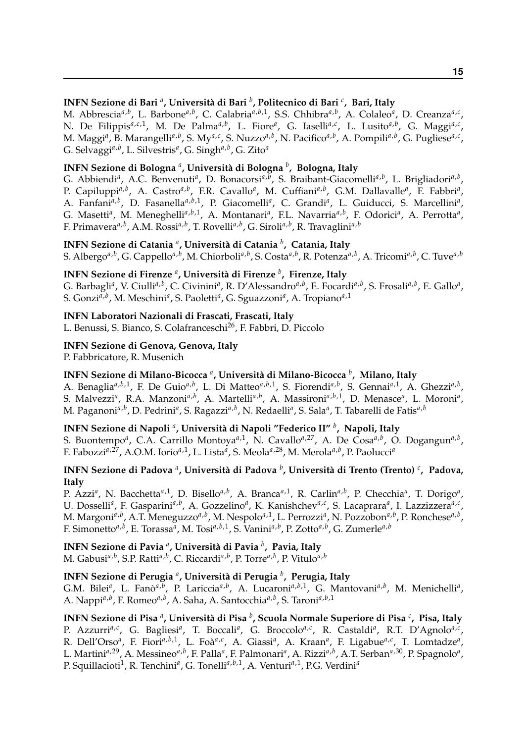**INFN Sezione di Bari [a], Università di Bari [b], Politecnico di Bari [c], Bari, Italy**
M. Abbrescia[a,b], L. Barbone[a,b], C. Calabria[a,b,1], S.S. Chhibra[a,b], A. Colaleo[a], D. Creanza[a,c], N. De Filippis[a,c,1], M. De Palma[a,b], L. Fiore[a], G. Iaselli[a,c], L. Lusito[a,b], G. Maggi[a,c], M. Maggi[a], B. Marangelli[a,b], S. My[a,c], S. Nuzzo[a,b], N. Pacifico[a,b], A. Pompili[a,b], G. Pugliese[a,c], G. Selvaggi[a,b], L. Silvestris[a], G. Singh[a,b], G. Zito[a]

**INFN Sezione di Bologna [a], Università di Bologna [b], Bologna, Italy**
G. Abbiendi[a], A.C. Benvenuti[a], D. Bonacorsi[a,b], S. Braibant-Giacomelli[a,b], L. Brigliadori[a,b], P. Capiluppi[a,b], A. Castro[a,b], F.R. Cavallo[a], M. Cuffiani[a,b], G.M. Dallavalle[a], F. Fabbri[a], A. Fanfani[a,b], D. Fasanella[a,b,1], P. Giacomelli[a], C. Grandi[a], L. Guiducci, S. Marcellini[a], G. Masetti[a], M. Meneghelli[a,b,1], A. Montanari[a], F.L. Navarria[a,b], F. Odorici[a], A. Perrotta[a], F. Primavera[a,b], A.M. Rossi[a,b], T. Rovelli[a,b], G. Siroli[a,b], R. Travaglini[a,b]

**INFN Sezione di Catania [a], Università di Catania [b], Catania, Italy**
S. Albergo[a,b], G. Cappello[a,b], M. Chiorboli[a,b], S. Costa[a,b], R. Potenza[a,b], A. Tricomi[a,b], C. Tuve[a,b]

**INFN Sezione di Firenze [a], Università di Firenze [b], Firenze, Italy**
G. Barbagli[a], V. Ciulli[a,b], C. Civinini[a], R. D'Alessandro[a,b], E. Focardi[a,b], S. Frosali[a,b], E. Gallo[a], S. Gonzi[a,b], M. Meschini[a], S. Paoletti[a], G. Sguazzoni[a], A. Tropiano[a,1]

**INFN Laboratori Nazionali di Frascati, Frascati, Italy**
L. Benussi, S. Bianco, S. Colafranceschi[26], F. Fabbri, D. Piccolo

**INFN Sezione di Genova, Genova, Italy**
P. Fabbricatore, R. Musenich

**INFN Sezione di Milano-Bicocca [a], Università di Milano-Bicocca [b], Milano, Italy**
A. Benaglia[a,b,1], F. De Guio[a,b], L. Di Matteo[a,b,1], S. Fiorendi[a,b], S. Gennai[a,1], A. Ghezzi[a,b], S. Malvezzi[a], R.A. Manzoni[a,b], A. Martelli[a,b], A. Massironi[a,b,1], D. Menasce[a], L. Moroni[a], M. Paganoni[a,b], D. Pedrini[a], S. Ragazzi[a,b], N. Redaelli[a], S. Sala[a], T. Tabarelli de Fatis[a,b]

**INFN Sezione di Napoli [a], Università di Napoli "Federico II" [b], Napoli, Italy**
S. Buontempo[a], C.A. Carrillo Montoya[a,1], N. Cavallo[a,27], A. De Cosa[a,b], O. Dogangun[a,b], F. Fabozzi[a,27], A.O.M. Iorio[a,1], L. Lista[a], S. Meola[a,28], M. Merola[a,b], P. Paolucci[a]

**INFN Sezione di Padova [a], Università di Padova [b], Università di Trento (Trento) [c], Padova, Italy**
P. Azzi[a], N. Bacchetta[a,1], D. Bisello[a,b], A. Branca[a,1], R. Carlin[a,b], P. Checchia[a], T. Dorigo[a], U. Dosselli[a], F. Gasparini[a,b], A. Gozzelino[a], K. Kanishchev[a,c], S. Lacaprara[a], I. Lazzizzera[a,c], M. Margoni[a,b], A.T. Meneguzzo[a,b], M. Nespolo[a,1], L. Perrozzi[a], N. Pozzobon[a,b], P. Ronchese[a,b], F. Simonetto[a,b], E. Torassa[a], M. Tosi[a,b,1], S. Vanini[a,b], P. Zotto[a,b], G. Zumerle[a,b]

**INFN Sezione di Pavia [a], Università di Pavia [b], Pavia, Italy**
M. Gabusi[a,b], S.P. Ratti[a,b], C. Riccardi[a,b], P. Torre[a,b], P. Vitulo[a,b]

**INFN Sezione di Perugia [a], Università di Perugia [b], Perugia, Italy**
G.M. Bilei[a], L. Fanò[a,b], P. Lariccia[a,b], A. Lucaroni[a,b,1], G. Mantovani[a,b], M. Menichelli[a], A. Nappi[a,b], F. Romeo[a,b], A. Saha, A. Santocchia[a,b], S. Taroni[a,b,1]

**INFN Sezione di Pisa [a], Università di Pisa [b], Scuola Normale Superiore di Pisa [c], Pisa, Italy**
P. Azzurri[a,c], G. Bagliesi[a], T. Boccali[a], G. Broccolo[a,c], R. Castaldi[a], R.T. D'Agnolo[a,c], R. Dell'Orso[a], F. Fiori[a,b,1], L. Foà[a,c], A. Giassi[a], A. Kraan[a], F. Ligabue[a,c], T. Lomtadze[a], L. Martini[a,29], A. Messineo[a,b], F. Palla[a], F. Palmonari[a], A. Rizzi[a,b], A.T. Serban[a,30], P. Spagnolo[a], P. Squillacioti[1], R. Tenchini[a], G. Tonelli[a,b,1], A. Venturi[a,1], P.G. Verdini[a]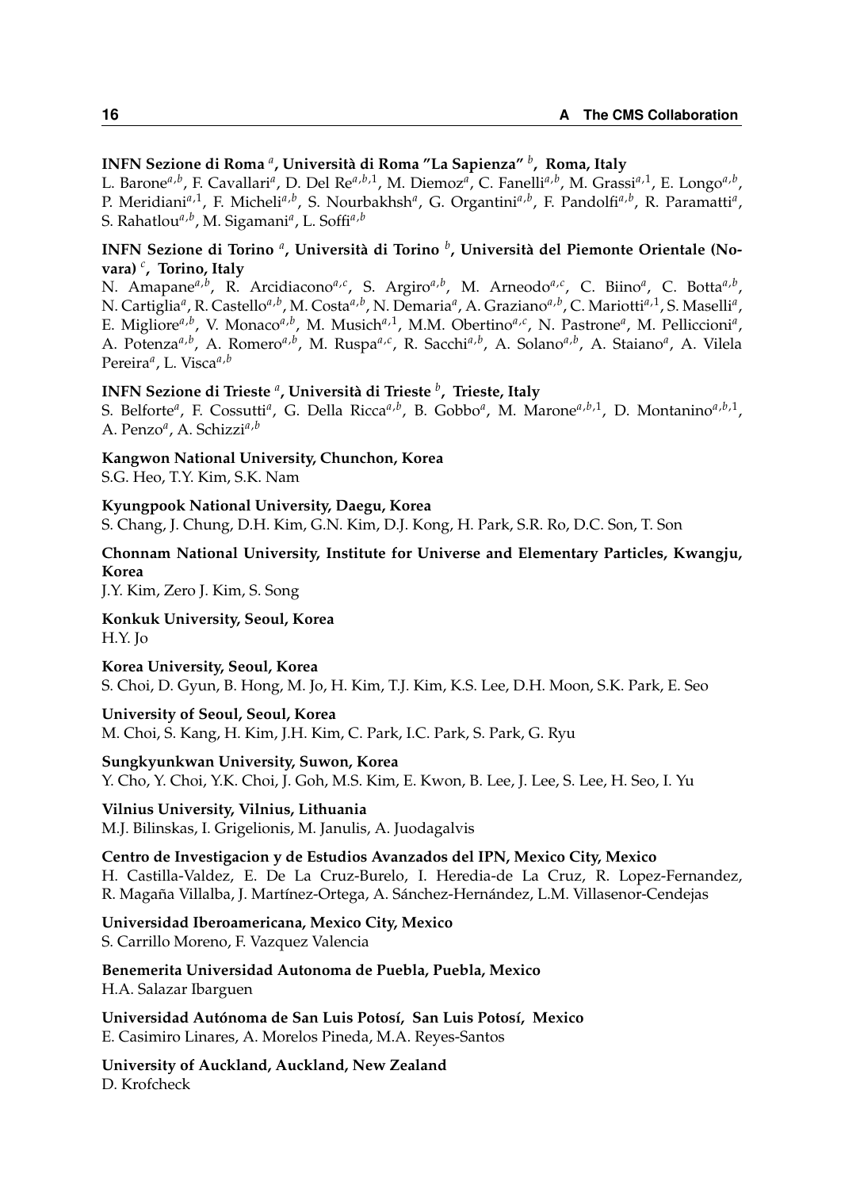**INFN Sezione di Roma [a], Università di Roma "La Sapienza" [b], Roma, Italy**
L. Barone[a,b], F. Cavallari[a], D. Del Re[a,b,1], M. Diemoz[a], C. Fanelli[a,b], M. Grassi[a,1], E. Longo[a,b], P. Meridiani[a,1], F. Micheli[a,b], S. Nourbakhsh[a], G. Organtini[a,b], F. Pandolfi[a,b], R. Paramatti[a], S. Rahatlou[a,b], M. Sigamani[a], L. Soffi[a,b]

**INFN Sezione di Torino [a], Università di Torino [b], Università del Piemonte Orientale (Novara) [c], Torino, Italy**
N. Amapane[a,b], R. Arcidiacono[a,c], S. Argiro[a,b], M. Arneodo[a,c], C. Biino[a], C. Botta[a,b], N. Cartiglia[a], R. Castello[a,b], M. Costa[a,b], N. Demaria[a], A. Graziano[a,b], C. Mariotti[a,1], S. Maselli[a], E. Migliore[a,b], V. Monaco[a,b], M. Musich[a,1], M.M. Obertino[a,c], N. Pastrone[a], M. Pelliccioni[a], A. Potenza[a,b], A. Romero[a,b], M. Ruspa[a,c], R. Sacchi[a,b], A. Solano[a,b], A. Staiano[a], A. Vilela Pereira[a], L. Visca[a,b]

**INFN Sezione di Trieste [a], Università di Trieste [b], Trieste, Italy**
S. Belforte[a], F. Cossutti[a], G. Della Ricca[a,b], B. Gobbo[a], M. Marone[a,b,1], D. Montanino[a,b,1], A. Penzo[a], A. Schizzi[a,b]

**Kangwon National University, Chunchon, Korea**
S.G. Heo, T.Y. Kim, S.K. Nam

**Kyungpook National University, Daegu, Korea**
S. Chang, J. Chung, D.H. Kim, G.N. Kim, D.J. Kong, H. Park, S.R. Ro, D.C. Son, T. Son

**Chonnam National University, Institute for Universe and Elementary Particles, Kwangju, Korea**
J.Y. Kim, Zero J. Kim, S. Song

**Konkuk University, Seoul, Korea**
H.Y. Jo

**Korea University, Seoul, Korea**
S. Choi, D. Gyun, B. Hong, M. Jo, H. Kim, T.J. Kim, K.S. Lee, D.H. Moon, S.K. Park, E. Seo

**University of Seoul, Seoul, Korea**
M. Choi, S. Kang, H. Kim, J.H. Kim, C. Park, I.C. Park, S. Park, G. Ryu

**Sungkyunkwan University, Suwon, Korea**
Y. Cho, Y. Choi, Y.K. Choi, J. Goh, M.S. Kim, E. Kwon, B. Lee, J. Lee, S. Lee, H. Seo, I. Yu

**Vilnius University, Vilnius, Lithuania**
M.J. Bilinskas, I. Grigelionis, M. Janulis, A. Juodagalvis

**Centro de Investigacion y de Estudios Avanzados del IPN, Mexico City, Mexico**
H. Castilla-Valdez, E. De La Cruz-Burelo, I. Heredia-de La Cruz, R. Lopez-Fernandez, R. Magaña Villalba, J. Martínez-Ortega, A. Sánchez-Hernández, L.M. Villasenor-Cendejas

**Universidad Iberoamericana, Mexico City, Mexico**
S. Carrillo Moreno, F. Vazquez Valencia

**Benemerita Universidad Autonoma de Puebla, Puebla, Mexico**
H.A. Salazar Ibarguen

**Universidad Autónoma de San Luis Potosí, San Luis Potosí, Mexico**
E. Casimiro Linares, A. Morelos Pineda, M.A. Reyes-Santos

**University of Auckland, Auckland, New Zealand**
D. Krofcheck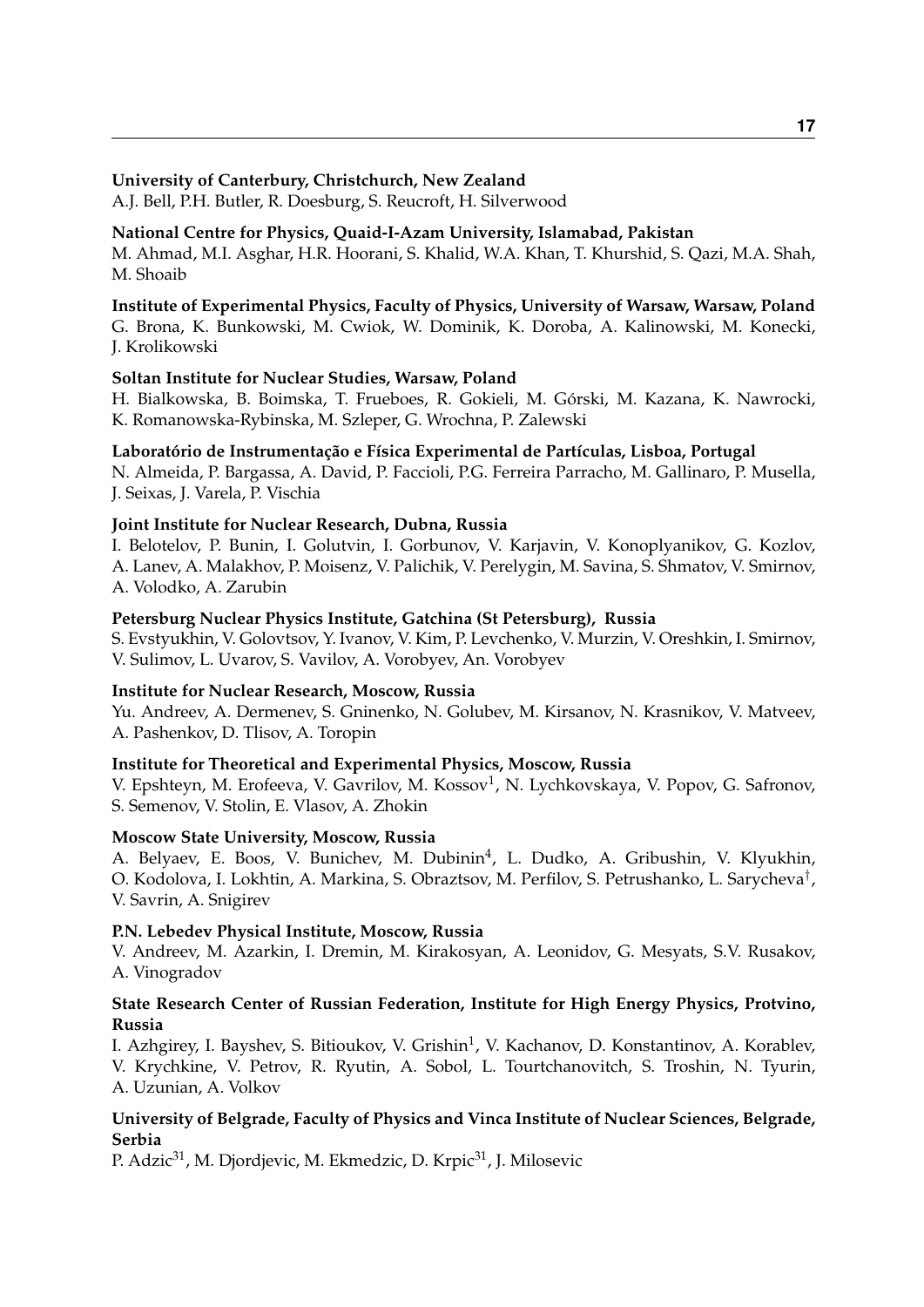**University of Canterbury, Christchurch, New Zealand**
A.J. Bell, P.H. Butler, R. Doesburg, S. Reucroft, H. Silverwood

**National Centre for Physics, Quaid-I-Azam University, Islamabad, Pakistan**
M. Ahmad, M.I. Asghar, H.R. Hoorani, S. Khalid, W.A. Khan, T. Khurshid, S. Qazi, M.A. Shah, M. Shoaib

**Institute of Experimental Physics, Faculty of Physics, University of Warsaw, Warsaw, Poland**
G. Brona, K. Bunkowski, M. Cwiok, W. Dominik, K. Doroba, A. Kalinowski, M. Konecki, J. Krolikowski

**Soltan Institute for Nuclear Studies, Warsaw, Poland**
H. Bialkowska, B. Boimska, T. Frueboes, R. Gokieli, M. Górski, M. Kazana, K. Nawrocki, K. Romanowska-Rybinska, M. Szleper, G. Wrochna, P. Zalewski

**Laboratório de Instrumentação e Física Experimental de Partículas, Lisboa, Portugal**
N. Almeida, P. Bargassa, A. David, P. Faccioli, P.G. Ferreira Parracho, M. Gallinaro, P. Musella, J. Seixas, J. Varela, P. Vischia

**Joint Institute for Nuclear Research, Dubna, Russia**
I. Belotelov, P. Bunin, I. Golutvin, I. Gorbunov, V. Karjavin, V. Konoplyanikov, G. Kozlov, A. Lanev, A. Malakhov, P. Moisenz, V. Palichik, V. Perelygin, M. Savina, S. Shmatov, V. Smirnov, A. Volodko, A. Zarubin

**Petersburg Nuclear Physics Institute, Gatchina (St Petersburg), Russia**
S. Evstyukhin, V. Golovtsov, Y. Ivanov, V. Kim, P. Levchenko, V. Murzin, V. Oreshkin, I. Smirnov, V. Sulimov, L. Uvarov, S. Vavilov, A. Vorobyev, An. Vorobyev

**Institute for Nuclear Research, Moscow, Russia**
Yu. Andreev, A. Dermenev, S. Gninenko, N. Golubev, M. Kirsanov, N. Krasnikov, V. Matveev, A. Pashenkov, D. Tlisov, A. Toropin

**Institute for Theoretical and Experimental Physics, Moscow, Russia**
V. Epshteyn, M. Erofeeva, V. Gavrilov, M. Kossov[1], N. Lychkovskaya, V. Popov, G. Safronov, S. Semenov, V. Stolin, E. Vlasov, A. Zhokin

**Moscow State University, Moscow, Russia**
A. Belyaev, E. Boos, V. Bunichev, M. Dubinin[4], L. Dudko, A. Gribushin, V. Klyukhin, O. Kodolova, I. Lokhtin, A. Markina, S. Obraztsov, M. Perfilov, S. Petrushanko, L. Sarycheva[†], V. Savrin, A. Snigirev

**P.N. Lebedev Physical Institute, Moscow, Russia**
V. Andreev, M. Azarkin, I. Dremin, M. Kirakosyan, A. Leonidov, G. Mesyats, S.V. Rusakov, A. Vinogradov

**State Research Center of Russian Federation, Institute for High Energy Physics, Protvino, Russia**
I. Azhgirey, I. Bayshev, S. Bitioukov, V. Grishin[1], V. Kachanov, D. Konstantinov, A. Korablev, V. Krychkine, V. Petrov, R. Ryutin, A. Sobol, L. Tourtchanovitch, S. Troshin, N. Tyurin, A. Uzunian, A. Volkov

**University of Belgrade, Faculty of Physics and Vinca Institute of Nuclear Sciences, Belgrade, Serbia**
P. Adzic[31], M. Djordjevic, M. Ekmedzic, D. Krpic[31], J. Milosevic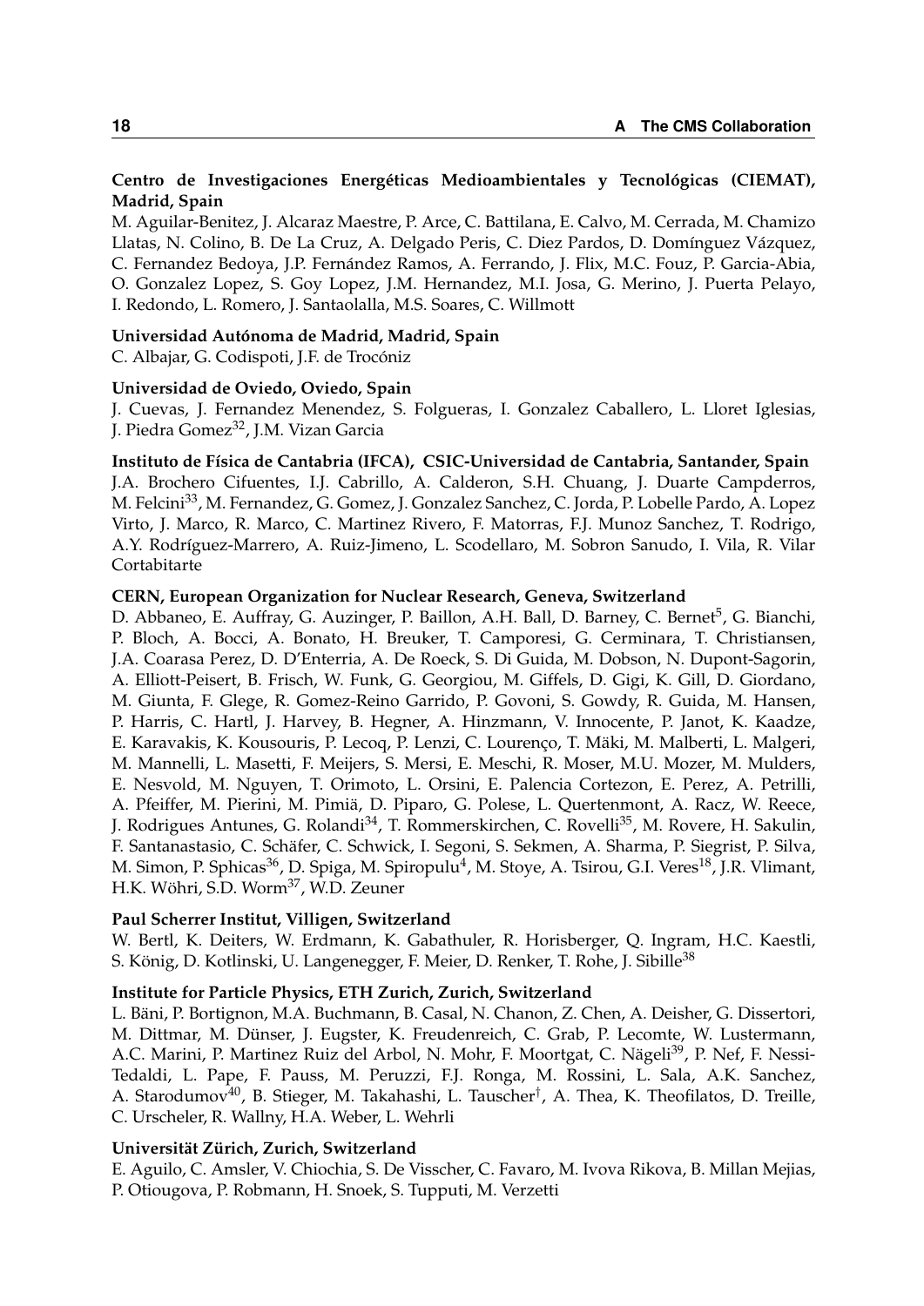**Centro de Investigaciones Energéticas Medioambientales y Tecnológicas (CIEMAT), Madrid, Spain**
M. Aguilar-Benitez, J. Alcaraz Maestre, P. Arce, C. Battilana, E. Calvo, M. Cerrada, M. Chamizo Llatas, N. Colino, B. De La Cruz, A. Delgado Peris, C. Diez Pardos, D. Domínguez Vázquez, C. Fernandez Bedoya, J.P. Fernández Ramos, A. Ferrando, J. Flix, M.C. Fouz, P. Garcia-Abia, O. Gonzalez Lopez, S. Goy Lopez, J.M. Hernandez, M.I. Josa, G. Merino, J. Puerta Pelayo, I. Redondo, L. Romero, J. Santaolalla, M.S. Soares, C. Willmott

**Universidad Autónoma de Madrid, Madrid, Spain**
C. Albajar, G. Codispoti, J.F. de Trocóniz

**Universidad de Oviedo, Oviedo, Spain**
J. Cuevas, J. Fernandez Menendez, S. Folgueras, I. Gonzalez Caballero, L. Lloret Iglesias, J. Piedra Gomez[32], J.M. Vizan Garcia

**Instituto de Física de Cantabria (IFCA), CSIC-Universidad de Cantabria, Santander, Spain**
J.A. Brochero Cifuentes, I.J. Cabrillo, A. Calderon, S.H. Chuang, J. Duarte Campderros, M. Felcini[33], M. Fernandez, G. Gomez, J. Gonzalez Sanchez, C. Jorda, P. Lobelle Pardo, A. Lopez Virto, J. Marco, R. Marco, C. Martinez Rivero, F. Matorras, F.J. Munoz Sanchez, T. Rodrigo, A.Y. Rodríguez-Marrero, A. Ruiz-Jimeno, L. Scodellaro, M. Sobron Sanudo, I. Vila, R. Vilar Cortabitarte

**CERN, European Organization for Nuclear Research, Geneva, Switzerland**
D. Abbaneo, E. Auffray, G. Auzinger, P. Baillon, A.H. Ball, D. Barney, C. Bernet[5], G. Bianchi, P. Bloch, A. Bocci, A. Bonato, H. Breuker, T. Camporesi, G. Cerminara, T. Christiansen, J.A. Coarasa Perez, D. D'Enterria, A. De Roeck, S. Di Guida, M. Dobson, N. Dupont-Sagorin, A. Elliott-Peisert, B. Frisch, W. Funk, G. Georgiou, M. Giffels, D. Gigi, K. Gill, D. Giordano, M. Giunta, F. Glege, R. Gomez-Reino Garrido, P. Govoni, S. Gowdy, R. Guida, M. Hansen, P. Harris, C. Hartl, J. Harvey, B. Hegner, A. Hinzmann, V. Innocente, P. Janot, K. Kaadze, E. Karavakis, K. Kousouris, P. Lecoq, P. Lenzi, C. Lourenço, T. Mäki, M. Malberti, L. Malgeri, M. Mannelli, L. Masetti, F. Meijers, S. Mersi, E. Meschi, R. Moser, M.U. Mozer, M. Mulders, E. Nesvold, M. Nguyen, T. Orimoto, L. Orsini, E. Palencia Cortezon, E. Perez, A. Petrilli, A. Pfeiffer, M. Pierini, M. Pimiä, D. Piparo, G. Polese, L. Quertenmont, A. Racz, W. Reece, J. Rodrigues Antunes, G. Rolandi[34], T. Rommerskirchen, C. Rovelli[35], M. Rovere, H. Sakulin, F. Santanastasio, C. Schäfer, C. Schwick, I. Segoni, S. Sekmen, A. Sharma, P. Siegrist, P. Silva, M. Simon, P. Sphicas[36], D. Spiga, M. Spiropulu[4], M. Stoye, A. Tsirou, G.I. Veres[18], J.R. Vlimant, H.K. Wöhri, S.D. Worm[37], W.D. Zeuner

**Paul Scherrer Institut, Villigen, Switzerland**
W. Bertl, K. Deiters, W. Erdmann, K. Gabathuler, R. Horisberger, Q. Ingram, H.C. Kaestli, S. König, D. Kotlinski, U. Langenegger, F. Meier, D. Renker, T. Rohe, J. Sibille[38]

**Institute for Particle Physics, ETH Zurich, Zurich, Switzerland**
L. Bäni, P. Bortignon, M.A. Buchmann, B. Casal, N. Chanon, Z. Chen, A. Deisher, G. Dissertori, M. Dittmar, M. Dünser, J. Eugster, K. Freudenreich, C. Grab, P. Lecomte, W. Lustermann, A.C. Marini, P. Martinez Ruiz del Arbol, N. Mohr, F. Moortgat, C. Nägeli[39], P. Nef, F. Nessi-Tedaldi, L. Pape, F. Pauss, M. Peruzzi, F.J. Ronga, M. Rossini, L. Sala, A.K. Sanchez, A. Starodumov[40], B. Stieger, M. Takahashi, L. Tauscher[†], A. Thea, K. Theofilatos, D. Treille, C. Urscheler, R. Wallny, H.A. Weber, L. Wehrli

**Universität Zürich, Zurich, Switzerland**
E. Aguilo, C. Amsler, V. Chiochia, S. De Visscher, C. Favaro, M. Ivova Rikova, B. Millan Mejias, P. Otiougova, P. Robmann, H. Snoek, S. Tupputi, M. Verzetti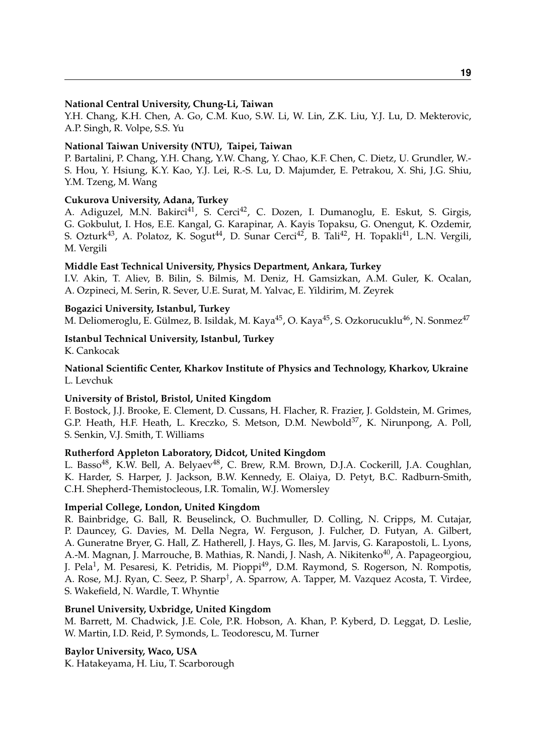**National Central University, Chung-Li, Taiwan**
Y.H. Chang, K.H. Chen, A. Go, C.M. Kuo, S.W. Li, W. Lin, Z.K. Liu, Y.J. Lu, D. Mekterovic, A.P. Singh, R. Volpe, S.S. Yu

**National Taiwan University (NTU), Taipei, Taiwan**
P. Bartalini, P. Chang, Y.H. Chang, Y.W. Chang, Y. Chao, K.F. Chen, C. Dietz, U. Grundler, W.-S. Hou, Y. Hsiung, K.Y. Kao, Y.J. Lei, R.-S. Lu, D. Majumder, E. Petrakou, X. Shi, J.G. Shiu, Y.M. Tzeng, M. Wang

**Cukurova University, Adana, Turkey**
A. Adiguzel, M.N. Bakirci[41], S. Cerci[42], C. Dozen, I. Dumanoglu, E. Eskut, S. Girgis, G. Gokbulut, I. Hos, E.E. Kangal, G. Karapinar, A. Kayis Topaksu, G. Onengut, K. Ozdemir, S. Ozturk[43], A. Polatoz, K. Sogut[44], D. Sunar Cerci[42], B. Tali[42], H. Topakli[41], L.N. Vergili, M. Vergili

**Middle East Technical University, Physics Department, Ankara, Turkey**
I.V. Akin, T. Aliev, B. Bilin, S. Bilmis, M. Deniz, H. Gamsizkan, A.M. Guler, K. Ocalan, A. Ozpineci, M. Serin, R. Sever, U.E. Surat, M. Yalvac, E. Yildirim, M. Zeyrek

**Bogazici University, Istanbul, Turkey**
M. Deliomeroglu, E. Gülmez, B. Isildak, M. Kaya[45], O. Kaya[45], S. Ozkorucuklu[46], N. Sonmez[47]

**Istanbul Technical University, Istanbul, Turkey**
K. Cankocak

**National Scientific Center, Kharkov Institute of Physics and Technology, Kharkov, Ukraine**
L. Levchuk

**University of Bristol, Bristol, United Kingdom**
F. Bostock, J.J. Brooke, E. Clement, D. Cussans, H. Flacher, R. Frazier, J. Goldstein, M. Grimes, G.P. Heath, H.F. Heath, L. Kreczko, S. Metson, D.M. Newbold[37], K. Nirunpong, A. Poll, S. Senkin, V.J. Smith, T. Williams

**Rutherford Appleton Laboratory, Didcot, United Kingdom**
L. Basso[48], K.W. Bell, A. Belyaev[48], C. Brew, R.M. Brown, D.J.A. Cockerill, J.A. Coughlan, K. Harder, S. Harper, J. Jackson, B.W. Kennedy, E. Olaiya, D. Petyt, B.C. Radburn-Smith, C.H. Shepherd-Themistocleous, I.R. Tomalin, W.J. Womersley

**Imperial College, London, United Kingdom**
R. Bainbridge, G. Ball, R. Beuselinck, O. Buchmuller, D. Colling, N. Cripps, M. Cutajar, P. Dauncey, G. Davies, M. Della Negra, W. Ferguson, J. Fulcher, D. Futyan, A. Gilbert, A. Guneratne Bryer, G. Hall, Z. Hatherell, J. Hays, G. Iles, M. Jarvis, G. Karapostoli, L. Lyons, A.-M. Magnan, J. Marrouche, B. Mathias, R. Nandi, J. Nash, A. Nikitenko[40], A. Papageorgiou, J. Pela[1], M. Pesaresi, K. Petridis, M. Pioppi[49], D.M. Raymond, S. Rogerson, N. Rompotis, A. Rose, M.J. Ryan, C. Seez, P. Sharp[†], A. Sparrow, A. Tapper, M. Vazquez Acosta, T. Virdee, S. Wakefield, N. Wardle, T. Whyntie

**Brunel University, Uxbridge, United Kingdom**
M. Barrett, M. Chadwick, J.E. Cole, P.R. Hobson, A. Khan, P. Kyberd, D. Leggat, D. Leslie, W. Martin, I.D. Reid, P. Symonds, L. Teodorescu, M. Turner

**Baylor University, Waco, USA**
K. Hatakeyama, H. Liu, T. Scarborough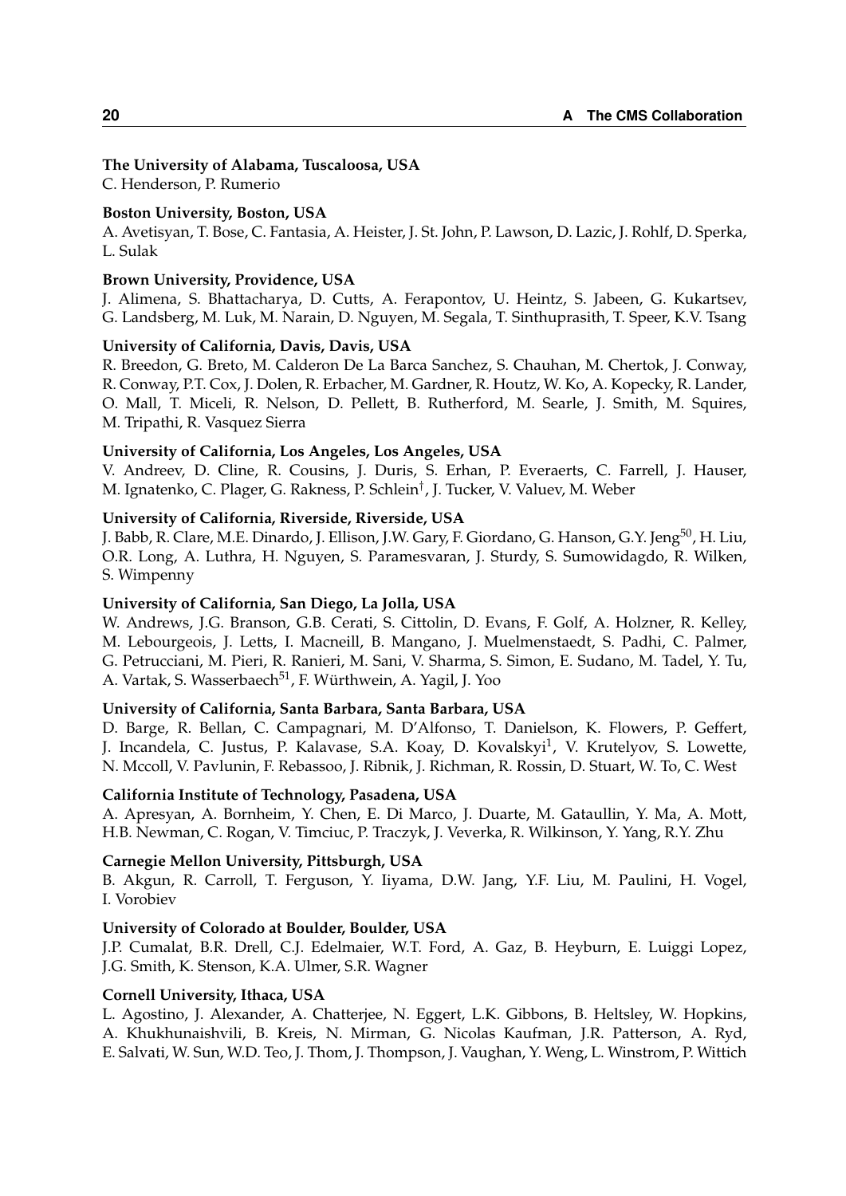**The University of Alabama, Tuscaloosa, USA**
C. Henderson, P. Rumerio

**Boston University, Boston, USA**
A. Avetisyan, T. Bose, C. Fantasia, A. Heister, J. St. John, P. Lawson, D. Lazic, J. Rohlf, D. Sperka, L. Sulak

**Brown University, Providence, USA**
J. Alimena, S. Bhattacharya, D. Cutts, A. Ferapontov, U. Heintz, S. Jabeen, G. Kukartsev, G. Landsberg, M. Luk, M. Narain, D. Nguyen, M. Segala, T. Sinthuprasith, T. Speer, K.V. Tsang

**University of California, Davis, Davis, USA**
R. Breedon, G. Breto, M. Calderon De La Barca Sanchez, S. Chauhan, M. Chertok, J. Conway, R. Conway, P.T. Cox, J. Dolen, R. Erbacher, M. Gardner, R. Houtz, W. Ko, A. Kopecky, R. Lander, O. Mall, T. Miceli, R. Nelson, D. Pellett, B. Rutherford, M. Searle, J. Smith, M. Squires, M. Tripathi, R. Vasquez Sierra

**University of California, Los Angeles, Los Angeles, USA**
V. Andreev, D. Cline, R. Cousins, J. Duris, S. Erhan, P. Everaerts, C. Farrell, J. Hauser, M. Ignatenko, C. Plager, G. Rakness, P. Schlein†, J. Tucker, V. Valuev, M. Weber

**University of California, Riverside, Riverside, USA**
J. Babb, R. Clare, M.E. Dinardo, J. Ellison, J.W. Gary, F. Giordano, G. Hanson, G.Y. Jeng[50], H. Liu, O.R. Long, A. Luthra, H. Nguyen, S. Paramesvaran, J. Sturdy, S. Sumowidagdo, R. Wilken, S. Wimpenny

**University of California, San Diego, La Jolla, USA**
W. Andrews, J.G. Branson, G.B. Cerati, S. Cittolin, D. Evans, F. Golf, A. Holzner, R. Kelley, M. Lebourgeois, J. Letts, I. Macneill, B. Mangano, J. Muelmenstaedt, S. Padhi, C. Palmer, G. Petrucciani, M. Pieri, R. Ranieri, M. Sani, V. Sharma, S. Simon, E. Sudano, M. Tadel, Y. Tu, A. Vartak, S. Wasserbaech[51], F. Würthwein, A. Yagil, J. Yoo

**University of California, Santa Barbara, Santa Barbara, USA**
D. Barge, R. Bellan, C. Campagnari, M. D'Alfonso, T. Danielson, K. Flowers, P. Geffert, J. Incandela, C. Justus, P. Kalavase, S.A. Koay, D. Kovalskyi[1], V. Krutelyov, S. Lowette, N. Mccoll, V. Pavlunin, F. Rebassoo, J. Ribnik, J. Richman, R. Rossin, D. Stuart, W. To, C. West

**California Institute of Technology, Pasadena, USA**
A. Apresyan, A. Bornheim, Y. Chen, E. Di Marco, J. Duarte, M. Gataullin, Y. Ma, A. Mott, H.B. Newman, C. Rogan, V. Timciuc, P. Traczyk, J. Veverka, R. Wilkinson, Y. Yang, R.Y. Zhu

**Carnegie Mellon University, Pittsburgh, USA**
B. Akgun, R. Carroll, T. Ferguson, Y. Iiyama, D.W. Jang, Y.F. Liu, M. Paulini, H. Vogel, I. Vorobiev

**University of Colorado at Boulder, Boulder, USA**
J.P. Cumalat, B.R. Drell, C.J. Edelmaier, W.T. Ford, A. Gaz, B. Heyburn, E. Luiggi Lopez, J.G. Smith, K. Stenson, K.A. Ulmer, S.R. Wagner

**Cornell University, Ithaca, USA**
L. Agostino, J. Alexander, A. Chatterjee, N. Eggert, L.K. Gibbons, B. Heltsley, W. Hopkins, A. Khukhunaishvili, B. Kreis, N. Mirman, G. Nicolas Kaufman, J.R. Patterson, A. Ryd, E. Salvati, W. Sun, W.D. Teo, J. Thom, J. Thompson, J. Vaughan, Y. Weng, L. Winstrom, P. Wittich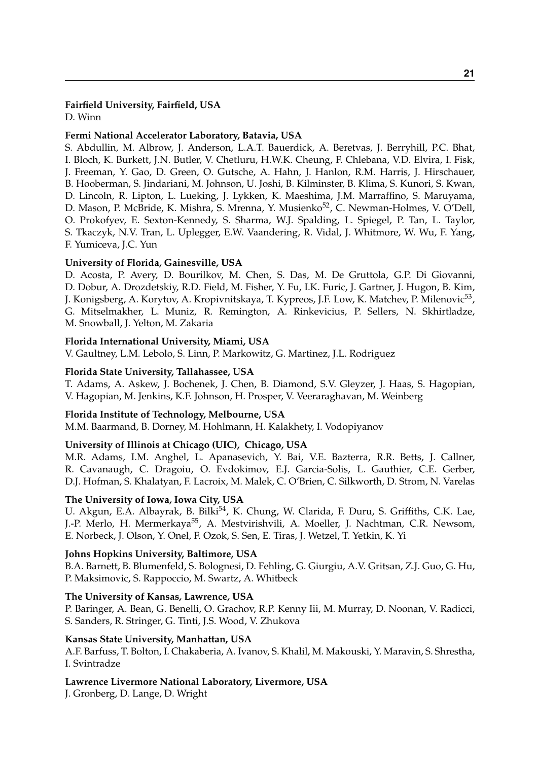**Fairfield University, Fairfield, USA**
D. Winn

**Fermi National Accelerator Laboratory, Batavia, USA**
S. Abdullin, M. Albrow, J. Anderson, L.A.T. Bauerdick, A. Beretvas, J. Berryhill, P.C. Bhat, I. Bloch, K. Burkett, J.N. Butler, V. Chetluru, H.W.K. Cheung, F. Chlebana, V.D. Elvira, I. Fisk, J. Freeman, Y. Gao, D. Green, O. Gutsche, A. Hahn, J. Hanlon, R.M. Harris, J. Hirschauer, B. Hooberman, S. Jindariani, M. Johnson, U. Joshi, B. Kilminster, B. Klima, S. Kunori, S. Kwan, D. Lincoln, R. Lipton, L. Lueking, J. Lykken, K. Maeshima, J.M. Marraffino, S. Maruyama, D. Mason, P. McBride, K. Mishra, S. Mrenna, Y. Musienko[52], C. Newman-Holmes, V. O'Dell, O. Prokofyev, E. Sexton-Kennedy, S. Sharma, W.J. Spalding, L. Spiegel, P. Tan, L. Taylor, S. Tkaczyk, N.V. Tran, L. Uplegger, E.W. Vaandering, R. Vidal, J. Whitmore, W. Wu, F. Yang, F. Yumiceva, J.C. Yun

**University of Florida, Gainesville, USA**
D. Acosta, P. Avery, D. Bourilkov, M. Chen, S. Das, M. De Gruttola, G.P. Di Giovanni, D. Dobur, A. Drozdetskiy, R.D. Field, M. Fisher, Y. Fu, I.K. Furic, J. Gartner, J. Hugon, B. Kim, J. Konigsberg, A. Korytov, A. Kropivnitskaya, T. Kypreos, J.F. Low, K. Matchev, P. Milenovic[53], G. Mitselmakher, L. Muniz, R. Remington, A. Rinkevicius, P. Sellers, N. Skhirtladze, M. Snowball, J. Yelton, M. Zakaria

**Florida International University, Miami, USA**
V. Gaultney, L.M. Lebolo, S. Linn, P. Markowitz, G. Martinez, J.L. Rodriguez

**Florida State University, Tallahassee, USA**
T. Adams, A. Askew, J. Bochenek, J. Chen, B. Diamond, S.V. Gleyzer, J. Haas, S. Hagopian, V. Hagopian, M. Jenkins, K.F. Johnson, H. Prosper, V. Veeraraghavan, M. Weinberg

**Florida Institute of Technology, Melbourne, USA**
M.M. Baarmand, B. Dorney, M. Hohlmann, H. Kalakhety, I. Vodopiyanov

**University of Illinois at Chicago (UIC), Chicago, USA**
M.R. Adams, I.M. Anghel, L. Apanasevich, Y. Bai, V.E. Bazterra, R.R. Betts, J. Callner, R. Cavanaugh, C. Dragoiu, O. Evdokimov, E.J. Garcia-Solis, L. Gauthier, C.E. Gerber, D.J. Hofman, S. Khalatyan, F. Lacroix, M. Malek, C. O'Brien, C. Silkworth, D. Strom, N. Varelas

**The University of Iowa, Iowa City, USA**
U. Akgun, E.A. Albayrak, B. Bilki[54], K. Chung, W. Clarida, F. Duru, S. Griffiths, C.K. Lae, J.-P. Merlo, H. Mermerkaya[55], A. Mestvirishvili, A. Moeller, J. Nachtman, C.R. Newsom, E. Norbeck, J. Olson, Y. Onel, F. Ozok, S. Sen, E. Tiras, J. Wetzel, T. Yetkin, K. Yi

**Johns Hopkins University, Baltimore, USA**
B.A. Barnett, B. Blumenfeld, S. Bolognesi, D. Fehling, G. Giurgiu, A.V. Gritsan, Z.J. Guo, G. Hu, P. Maksimovic, S. Rappoccio, M. Swartz, A. Whitbeck

**The University of Kansas, Lawrence, USA**
P. Baringer, A. Bean, G. Benelli, O. Grachov, R.P. Kenny Iii, M. Murray, D. Noonan, V. Radicci, S. Sanders, R. Stringer, G. Tinti, J.S. Wood, V. Zhukova

**Kansas State University, Manhattan, USA**
A.F. Barfuss, T. Bolton, I. Chakaberia, A. Ivanov, S. Khalil, M. Makouski, Y. Maravin, S. Shrestha, I. Svintradze

**Lawrence Livermore National Laboratory, Livermore, USA**
J. Gronberg, D. Lange, D. Wright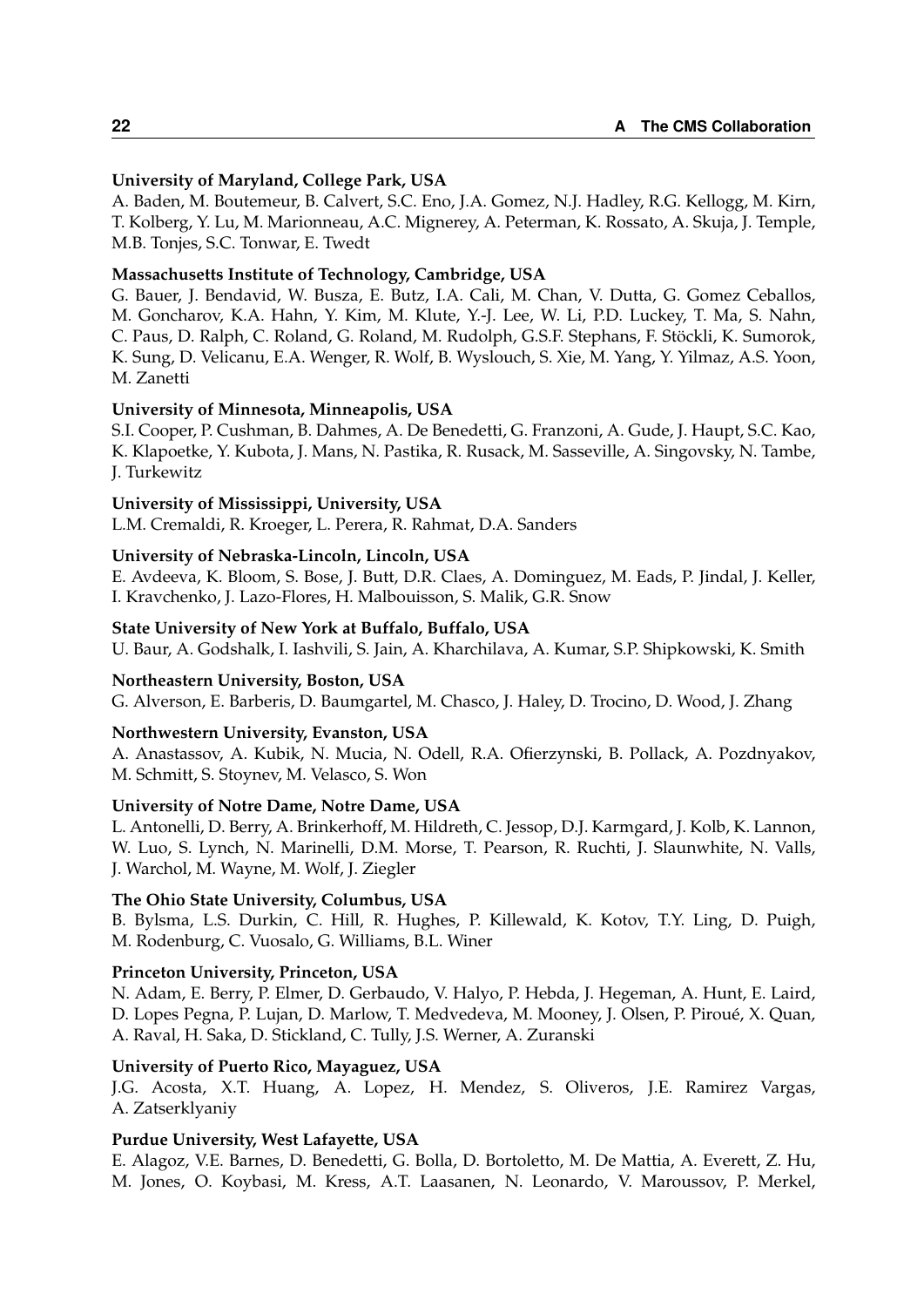**University of Maryland, College Park, USA**
A. Baden, M. Boutemeur, B. Calvert, S.C. Eno, J.A. Gomez, N.J. Hadley, R.G. Kellogg, M. Kirn, T. Kolberg, Y. Lu, M. Marionneau, A.C. Mignerey, A. Peterman, K. Rossato, A. Skuja, J. Temple, M.B. Tonjes, S.C. Tonwar, E. Twedt

**Massachusetts Institute of Technology, Cambridge, USA**
G. Bauer, J. Bendavid, W. Busza, E. Butz, I.A. Cali, M. Chan, V. Dutta, G. Gomez Ceballos, M. Goncharov, K.A. Hahn, Y. Kim, M. Klute, Y.-J. Lee, W. Li, P.D. Luckey, T. Ma, S. Nahn, C. Paus, D. Ralph, C. Roland, G. Roland, M. Rudolph, G.S.F. Stephans, F. Stöckli, K. Sumorok, K. Sung, D. Velicanu, E.A. Wenger, R. Wolf, B. Wyslouch, S. Xie, M. Yang, Y. Yilmaz, A.S. Yoon, M. Zanetti

**University of Minnesota, Minneapolis, USA**
S.I. Cooper, P. Cushman, B. Dahmes, A. De Benedetti, G. Franzoni, A. Gude, J. Haupt, S.C. Kao, K. Klapoetke, Y. Kubota, J. Mans, N. Pastika, R. Rusack, M. Sasseville, A. Singovsky, N. Tambe, J. Turkewitz

**University of Mississippi, University, USA**
L.M. Cremaldi, R. Kroeger, L. Perera, R. Rahmat, D.A. Sanders

**University of Nebraska-Lincoln, Lincoln, USA**
E. Avdeeva, K. Bloom, S. Bose, J. Butt, D.R. Claes, A. Dominguez, M. Eads, P. Jindal, J. Keller, I. Kravchenko, J. Lazo-Flores, H. Malbouisson, S. Malik, G.R. Snow

**State University of New York at Buffalo, Buffalo, USA**
U. Baur, A. Godshalk, I. Iashvili, S. Jain, A. Kharchilava, A. Kumar, S.P. Shipkowski, K. Smith

**Northeastern University, Boston, USA**
G. Alverson, E. Barberis, D. Baumgartel, M. Chasco, J. Haley, D. Trocino, D. Wood, J. Zhang

**Northwestern University, Evanston, USA**
A. Anastassov, A. Kubik, N. Mucia, N. Odell, R.A. Ofierzynski, B. Pollack, A. Pozdnyakov, M. Schmitt, S. Stoynev, M. Velasco, S. Won

**University of Notre Dame, Notre Dame, USA**
L. Antonelli, D. Berry, A. Brinkerhoff, M. Hildreth, C. Jessop, D.J. Karmgard, J. Kolb, K. Lannon, W. Luo, S. Lynch, N. Marinelli, D.M. Morse, T. Pearson, R. Ruchti, J. Slaunwhite, N. Valls, J. Warchol, M. Wayne, M. Wolf, J. Ziegler

**The Ohio State University, Columbus, USA**
B. Bylsma, L.S. Durkin, C. Hill, R. Hughes, P. Killewald, K. Kotov, T.Y. Ling, D. Puigh, M. Rodenburg, C. Vuosalo, G. Williams, B.L. Winer

**Princeton University, Princeton, USA**
N. Adam, E. Berry, P. Elmer, D. Gerbaudo, V. Halyo, P. Hebda, J. Hegeman, A. Hunt, E. Laird, D. Lopes Pegna, P. Lujan, D. Marlow, T. Medvedeva, M. Mooney, J. Olsen, P. Piroué, X. Quan, A. Raval, H. Saka, D. Stickland, C. Tully, J.S. Werner, A. Zuranski

**University of Puerto Rico, Mayaguez, USA**
J.G. Acosta, X.T. Huang, A. Lopez, H. Mendez, S. Oliveros, J.E. Ramirez Vargas, A. Zatserklyaniy

**Purdue University, West Lafayette, USA**
E. Alagoz, V.E. Barnes, D. Benedetti, G. Bolla, D. Bortoletto, M. De Mattia, A. Everett, Z. Hu, M. Jones, O. Koybasi, M. Kress, A.T. Laasanen, N. Leonardo, V. Maroussov, P. Merkel,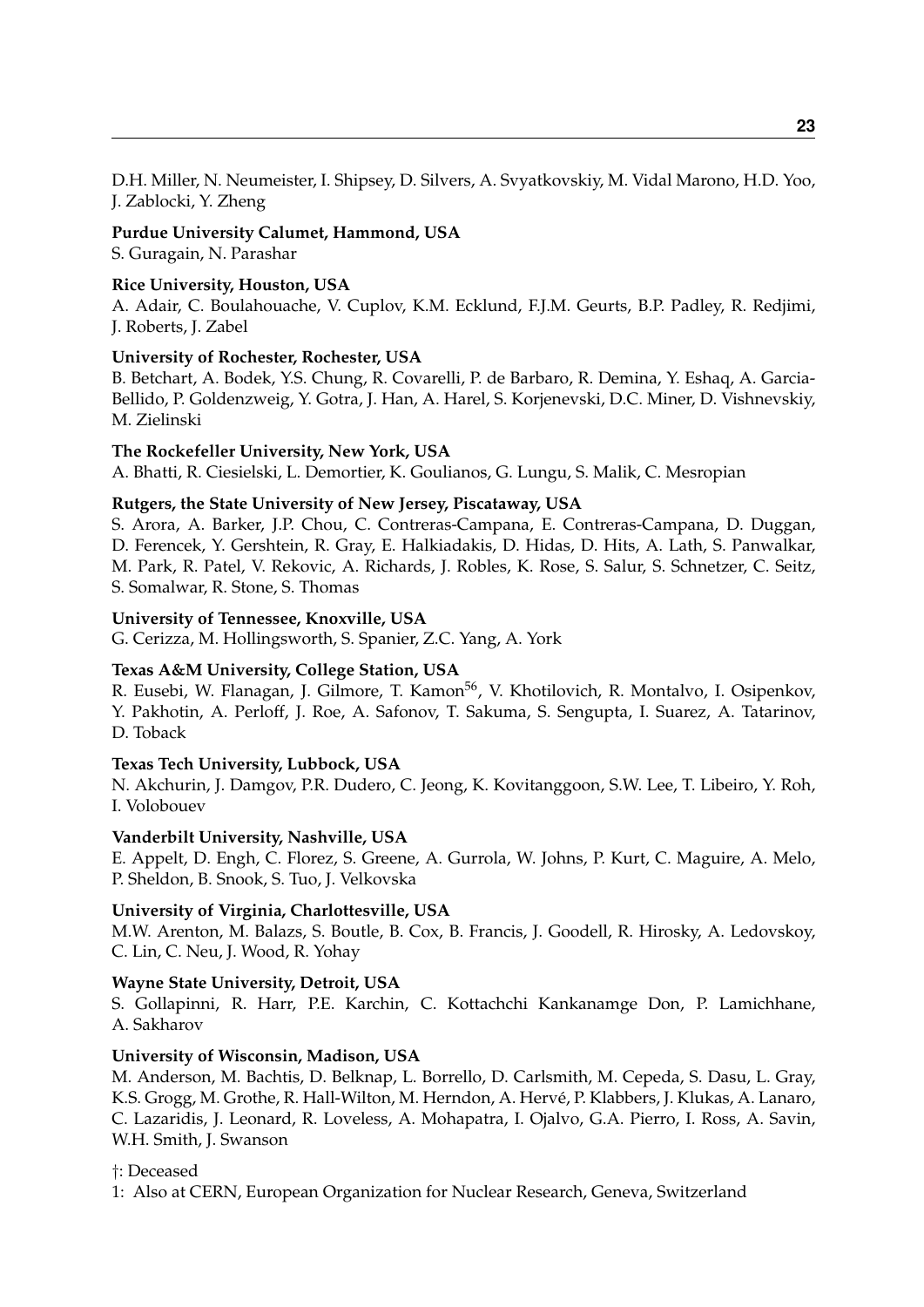D.H. Miller, N. Neumeister, I. Shipsey, D. Silvers, A. Svyatkovskiy, M. Vidal Marono, H.D. Yoo, J. Zablocki, Y. Zheng

**Purdue University Calumet, Hammond, USA**
S. Guragain, N. Parashar

**Rice University, Houston, USA**
A. Adair, C. Boulahouache, V. Cuplov, K.M. Ecklund, F.J.M. Geurts, B.P. Padley, R. Redjimi, J. Roberts, J. Zabel

**University of Rochester, Rochester, USA**
B. Betchart, A. Bodek, Y.S. Chung, R. Covarelli, P. de Barbaro, R. Demina, Y. Eshaq, A. Garcia-Bellido, P. Goldenzweig, Y. Gotra, J. Han, A. Harel, S. Korjenevski, D.C. Miner, D. Vishnevskiy, M. Zielinski

**The Rockefeller University, New York, USA**
A. Bhatti, R. Ciesielski, L. Demortier, K. Goulianos, G. Lungu, S. Malik, C. Mesropian

**Rutgers, the State University of New Jersey, Piscataway, USA**
S. Arora, A. Barker, J.P. Chou, C. Contreras-Campana, E. Contreras-Campana, D. Duggan, D. Ferencek, Y. Gershtein, R. Gray, E. Halkiadakis, D. Hidas, D. Hits, A. Lath, S. Panwalkar, M. Park, R. Patel, V. Rekovic, A. Richards, J. Robles, K. Rose, S. Salur, S. Schnetzer, C. Seitz, S. Somalwar, R. Stone, S. Thomas

**University of Tennessee, Knoxville, USA**
G. Cerizza, M. Hollingsworth, S. Spanier, Z.C. Yang, A. York

**Texas A&M University, College Station, USA**
R. Eusebi, W. Flanagan, J. Gilmore, T. Kamon[56], V. Khotilovich, R. Montalvo, I. Osipenkov, Y. Pakhotin, A. Perloff, J. Roe, A. Safonov, T. Sakuma, S. Sengupta, I. Suarez, A. Tatarinov, D. Toback

**Texas Tech University, Lubbock, USA**
N. Akchurin, J. Damgov, P.R. Dudero, C. Jeong, K. Kovitanggoon, S.W. Lee, T. Libeiro, Y. Roh, I. Volobouev

**Vanderbilt University, Nashville, USA**
E. Appelt, D. Engh, C. Florez, S. Greene, A. Gurrola, W. Johns, P. Kurt, C. Maguire, A. Melo, P. Sheldon, B. Snook, S. Tuo, J. Velkovska

**University of Virginia, Charlottesville, USA**
M.W. Arenton, M. Balazs, S. Boutle, B. Cox, B. Francis, J. Goodell, R. Hirosky, A. Ledovskoy, C. Lin, C. Neu, J. Wood, R. Yohay

**Wayne State University, Detroit, USA**
S. Gollapinni, R. Harr, P.E. Karchin, C. Kottachchi Kankanamge Don, P. Lamichhane, A. Sakharov

**University of Wisconsin, Madison, USA**
M. Anderson, M. Bachtis, D. Belknap, L. Borrello, D. Carlsmith, M. Cepeda, S. Dasu, L. Gray, K.S. Grogg, M. Grothe, R. Hall-Wilton, M. Herndon, A. Hervé, P. Klabbers, J. Klukas, A. Lanaro, C. Lazaridis, J. Leonard, R. Loveless, A. Mohapatra, I. Ojalvo, G.A. Pierro, I. Ross, A. Savin, W.H. Smith, J. Swanson

†: Deceased
1: Also at CERN, European Organization for Nuclear Research, Geneva, Switzerland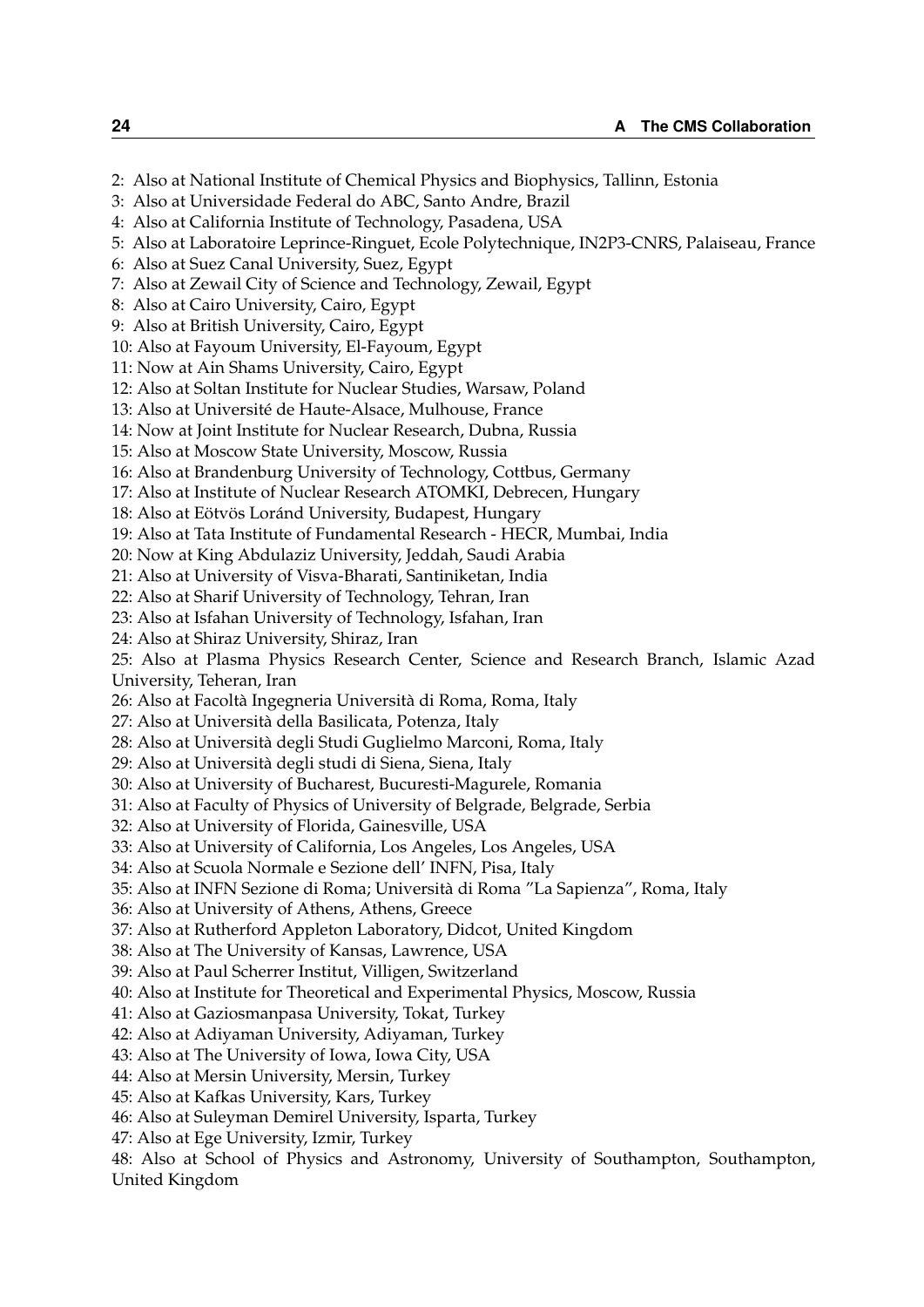2: Also at National Institute of Chemical Physics and Biophysics, Tallinn, Estonia
3: Also at Universidade Federal do ABC, Santo Andre, Brazil
4: Also at California Institute of Technology, Pasadena, USA
5: Also at Laboratoire Leprince-Ringuet, Ecole Polytechnique, IN2P3-CNRS, Palaiseau, France
6: Also at Suez Canal University, Suez, Egypt
7: Also at Zewail City of Science and Technology, Zewail, Egypt
8: Also at Cairo University, Cairo, Egypt
9: Also at British University, Cairo, Egypt
10: Also at Fayoum University, El-Fayoum, Egypt
11: Now at Ain Shams University, Cairo, Egypt
12: Also at Soltan Institute for Nuclear Studies, Warsaw, Poland
13: Also at Université de Haute-Alsace, Mulhouse, France
14: Now at Joint Institute for Nuclear Research, Dubna, Russia
15: Also at Moscow State University, Moscow, Russia
16: Also at Brandenburg University of Technology, Cottbus, Germany
17: Also at Institute of Nuclear Research ATOMKI, Debrecen, Hungary
18: Also at Eötvös Loránd University, Budapest, Hungary
19: Also at Tata Institute of Fundamental Research - HECR, Mumbai, India
20: Now at King Abdulaziz University, Jeddah, Saudi Arabia
21: Also at University of Visva-Bharati, Santiniketan, India
22: Also at Sharif University of Technology, Tehran, Iran
23: Also at Isfahan University of Technology, Isfahan, Iran
24: Also at Shiraz University, Shiraz, Iran
25: Also at Plasma Physics Research Center, Science and Research Branch, Islamic Azad University, Teheran, Iran
26: Also at Facoltà Ingegneria Università di Roma, Roma, Italy
27: Also at Università della Basilicata, Potenza, Italy
28: Also at Università degli Studi Guglielmo Marconi, Roma, Italy
29: Also at Università degli studi di Siena, Siena, Italy
30: Also at University of Bucharest, Bucuresti-Magurele, Romania
31: Also at Faculty of Physics of University of Belgrade, Belgrade, Serbia
32: Also at University of Florida, Gainesville, USA
33: Also at University of California, Los Angeles, Los Angeles, USA
34: Also at Scuola Normale e Sezione dell' INFN, Pisa, Italy
35: Also at INFN Sezione di Roma; Università di Roma "La Sapienza", Roma, Italy
36: Also at University of Athens, Athens, Greece
37: Also at Rutherford Appleton Laboratory, Didcot, United Kingdom
38: Also at The University of Kansas, Lawrence, USA
39: Also at Paul Scherrer Institut, Villigen, Switzerland
40: Also at Institute for Theoretical and Experimental Physics, Moscow, Russia
41: Also at Gaziosmanpasa University, Tokat, Turkey
42: Also at Adiyaman University, Adiyaman, Turkey
43: Also at The University of Iowa, Iowa City, USA
44: Also at Mersin University, Mersin, Turkey
45: Also at Kafkas University, Kars, Turkey
46: Also at Suleyman Demirel University, Isparta, Turkey
47: Also at Ege University, Izmir, Turkey
48: Also at School of Physics and Astronomy, University of Southampton, Southampton, United Kingdom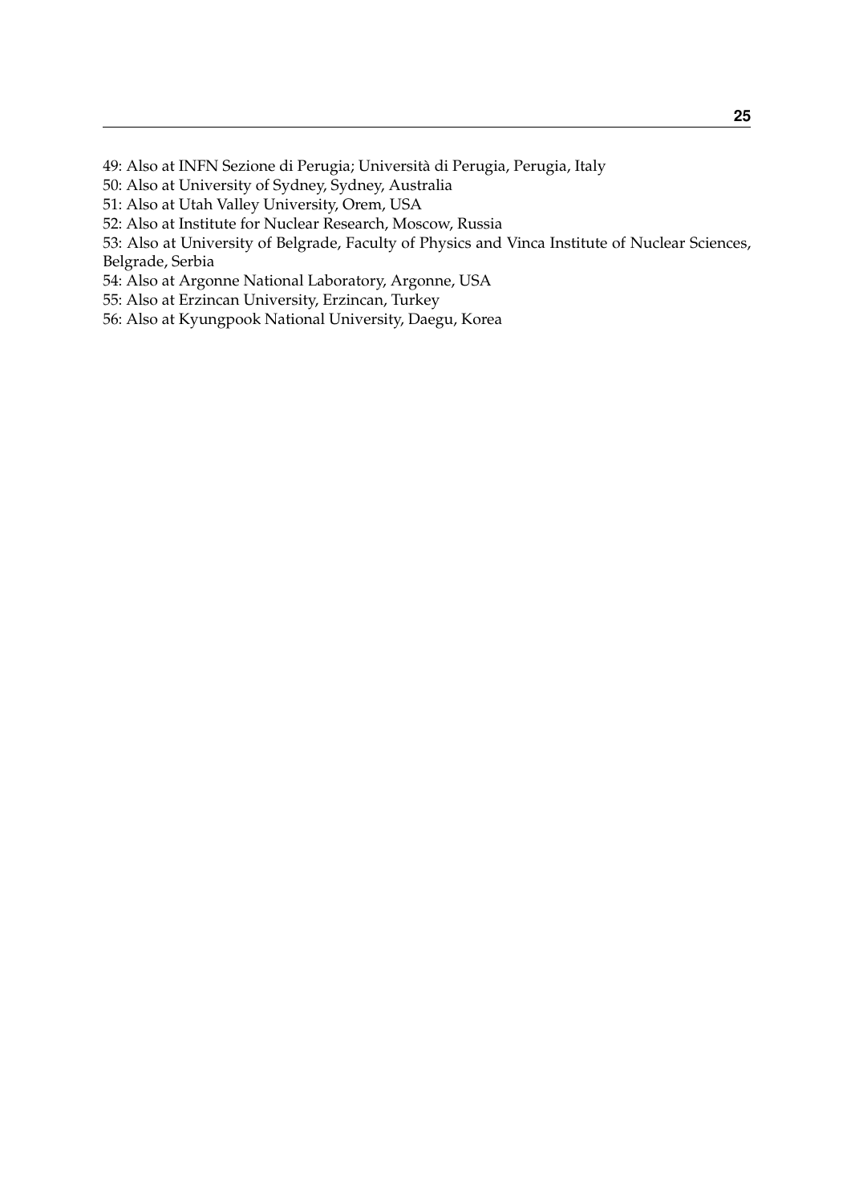49: Also at INFN Sezione di Perugia; Università di Perugia, Perugia, Italy
50: Also at University of Sydney, Sydney, Australia
51: Also at Utah Valley University, Orem, USA
52: Also at Institute for Nuclear Research, Moscow, Russia
53: Also at University of Belgrade, Faculty of Physics and Vinca Institute of Nuclear Sciences, Belgrade, Serbia
54: Also at Argonne National Laboratory, Argonne, USA
55: Also at Erzincan University, Erzincan, Turkey
56: Also at Kyungpook National University, Daegu, Korea